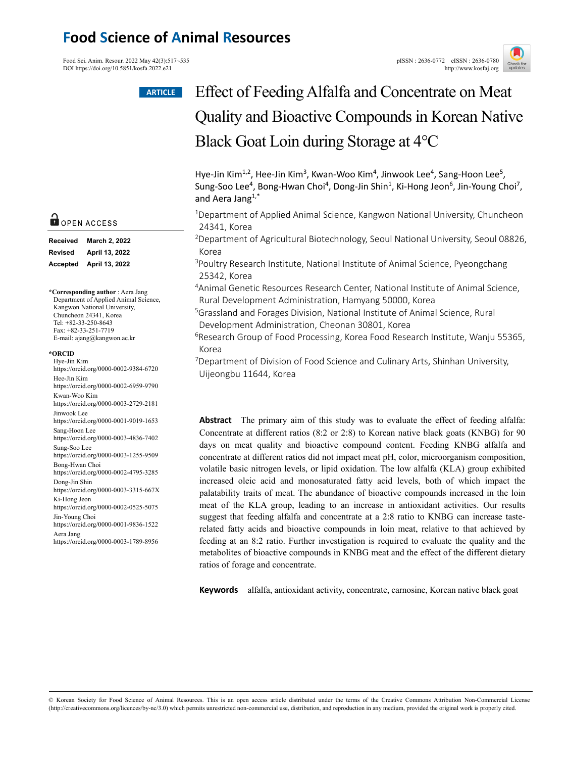ARTICLE

# Effect of Feeding Alfalfa and Concentrate on Meat Quality and Bioactive Compounds in Korean Native Black Goat Loin during Storage at 4°C

Hye-Jin Kim[1,2], Hee-Jin Kim[3], Kwan-Woo Kim[4], Jinwook Lee[4], Sang-Hoon Lee[5], Sung-Soo Lee[4], Bong-Hwan Choi[4], Dong-Jin Shin[1], Ki-Hong Jeon[6], Jin-Young Choi[7], and Aera Jang[1,*]

[1]Department of Applied Animal Science, Kangwon National University, Chuncheon 24341, Korea

[2]Department of Agricultural Biotechnology, Seoul National University, Seoul 08826, Korea

[3]Poultry Research Institute, National Institute of Animal Science, Pyeongchang 25342, Korea

[4]Animal Genetic Resources Research Center, National Institute of Animal Science, Rural Development Administration, Hamyang 50000, Korea

[5]Grassland and Forages Division, National Institute of Animal Science, Rural Development Administration, Cheonan 30801, Korea

[6]Research Group of Food Processing, Korea Food Research Institute, Wanju 55365, Korea

[7]Department of Division of Food Science and Culinary Arts, Shinhan University, Uijeongbu 11644, Korea

OPEN ACCESS

| | |
|---|---|
| **Received** | **March 2, 2022** |
| **Revised** | **April 13, 2022** |
| **Accepted** | **April 13, 2022** |

**\*Corresponding author** : Aera Jang
Department of Applied Animal Science, Kangwon National University, Chuncheon 24341, Korea
Tel: +82-33-250-8643
Fax: +82-33-251-7719
E-mail: ajang@kangwon.ac.kr

**\*ORCID**
Hye-Jin Kim
https://orcid.org/0000-0002-9384-6720
Hee-Jin Kim
https://orcid.org/0000-0002-6959-9790
Kwan-Woo Kim
https://orcid.org/0000-0003-2729-2181
Jinwook Lee
https://orcid.org/0000-0001-9019-1653
Sang-Hoon Lee
https://orcid.org/0000-0003-4836-7402
Sung-Soo Lee
https://orcid.org/0000-0003-1255-9509
Bong-Hwan Choi
https://orcid.org/0000-0002-4795-3285
Dong-Jin Shin
https://orcid.org/0000-0003-3315-667X
Ki-Hong Jeon
https://orcid.org/0000-0002-0525-5075
Jin-Young Choi
https://orcid.org/0000-0001-9836-1522
Aera Jang
https://orcid.org/0000-0003-1789-8956

**Abstract** The primary aim of this study was to evaluate the effect of feeding alfalfa: Concentrate at different ratios (8:2 or 2:8) to Korean native black goats (KNBG) for 90 days on meat quality and bioactive compound content. Feeding KNBG alfalfa and concentrate at different ratios did not impact meat pH, color, microorganism composition, volatile basic nitrogen levels, or lipid oxidation. The low alfalfa (KLA) group exhibited increased oleic acid and monosaturated fatty acid levels, both of which impact the palatability traits of meat. The abundance of bioactive compounds increased in the loin meat of the KLA group, leading to an increase in antioxidant activities. Our results suggest that feeding alfalfa and concentrate at a 2:8 ratio to KNBG can increase taste-related fatty acids and bioactive compounds in loin meat, relative to that achieved by feeding at an 8:2 ratio. Further investigation is required to evaluate the quality and the metabolites of bioactive compounds in KNBG meat and the effect of the different dietary ratios of forage and concentrate.

**Keywords** alfalfa, antioxidant activity, concentrate, carnosine, Korean native black goat

© Korean Society for Food Science of Animal Resources. This is an open access article distributed under the terms of the Creative Commons Attribution Non-Commercial License (http://creativecommons.org/licences/by-nc/3.0) which permits unrestricted non-commercial use, distribution, and reproduction in any medium, provided the original work is properly cited.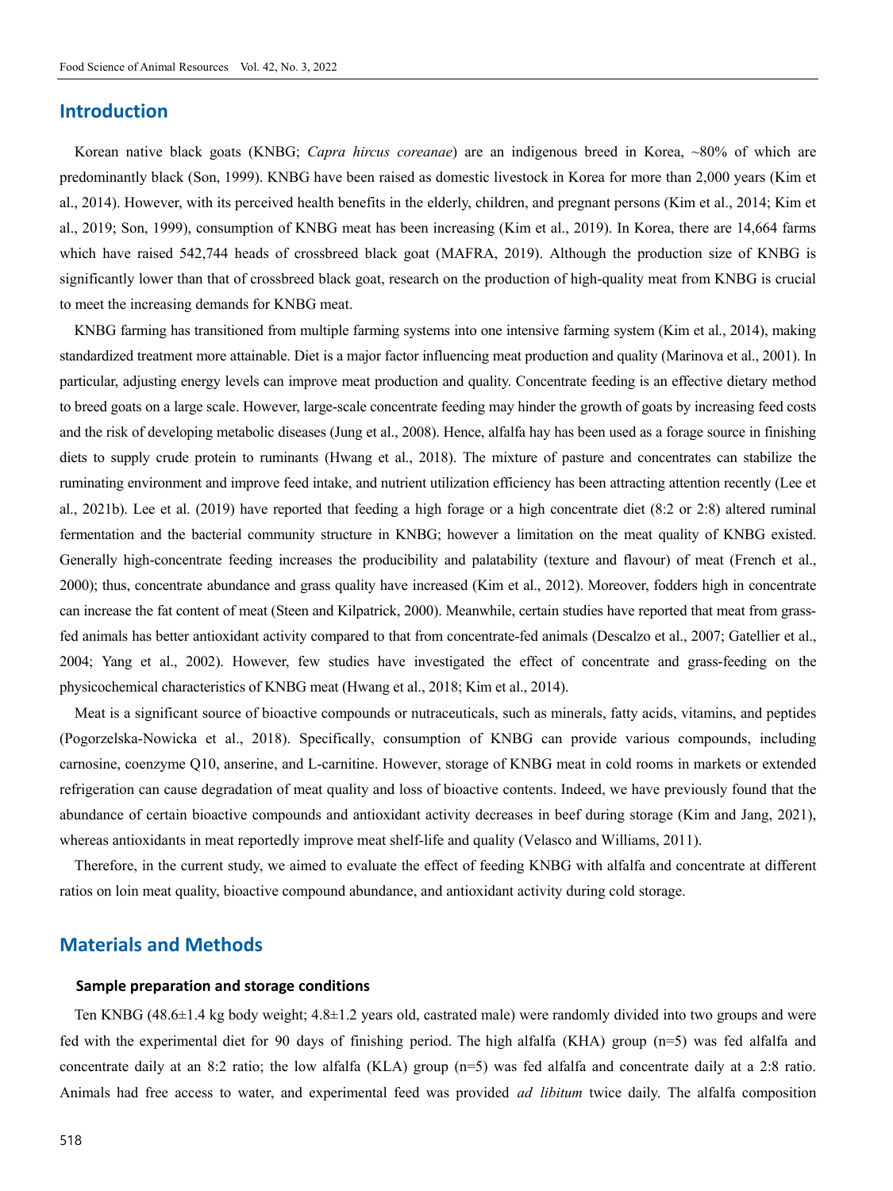## Introduction

Korean native black goats (KNBG; *Capra hircus coreanae*) are an indigenous breed in Korea, ~80% of which are predominantly black (Son, 1999). KNBG have been raised as domestic livestock in Korea for more than 2,000 years (Kim et al., 2014). However, with its perceived health benefits in the elderly, children, and pregnant persons (Kim et al., 2014; Kim et al., 2019; Son, 1999), consumption of KNBG meat has been increasing (Kim et al., 2019). In Korea, there are 14,664 farms which have raised 542,744 heads of crossbreed black goat (MAFRA, 2019). Although the production size of KNBG is significantly lower than that of crossbreed black goat, research on the production of high-quality meat from KNBG is crucial to meet the increasing demands for KNBG meat.

KNBG farming has transitioned from multiple farming systems into one intensive farming system (Kim et al., 2014), making standardized treatment more attainable. Diet is a major factor influencing meat production and quality (Marinova et al., 2001). In particular, adjusting energy levels can improve meat production and quality. Concentrate feeding is an effective dietary method to breed goats on a large scale. However, large-scale concentrate feeding may hinder the growth of goats by increasing feed costs and the risk of developing metabolic diseases (Jung et al., 2008). Hence, alfalfa hay has been used as a forage source in finishing diets to supply crude protein to ruminants (Hwang et al., 2018). The mixture of pasture and concentrates can stabilize the ruminating environment and improve feed intake, and nutrient utilization efficiency has been attracting attention recently (Lee et al., 2021b). Lee et al. (2019) have reported that feeding a high forage or a high concentrate diet (8:2 or 2:8) altered ruminal fermentation and the bacterial community structure in KNBG; however a limitation on the meat quality of KNBG existed. Generally high-concentrate feeding increases the producibility and palatability (texture and flavour) of meat (French et al., 2000); thus, concentrate abundance and grass quality have increased (Kim et al., 2012). Moreover, fodders high in concentrate can increase the fat content of meat (Steen and Kilpatrick, 2000). Meanwhile, certain studies have reported that meat from grass-fed animals has better antioxidant activity compared to that from concentrate-fed animals (Descalzo et al., 2007; Gatellier et al., 2004; Yang et al., 2002). However, few studies have investigated the effect of concentrate and grass-feeding on the physicochemical characteristics of KNBG meat (Hwang et al., 2018; Kim et al., 2014).

Meat is a significant source of bioactive compounds or nutraceuticals, such as minerals, fatty acids, vitamins, and peptides (Pogorzelska-Nowicka et al., 2018). Specifically, consumption of KNBG can provide various compounds, including carnosine, coenzyme Q10, anserine, and L-carnitine. However, storage of KNBG meat in cold rooms in markets or extended refrigeration can cause degradation of meat quality and loss of bioactive contents. Indeed, we have previously found that the abundance of certain bioactive compounds and antioxidant activity decreases in beef during storage (Kim and Jang, 2021), whereas antioxidants in meat reportedly improve meat shelf-life and quality (Velasco and Williams, 2011).

Therefore, in the current study, we aimed to evaluate the effect of feeding KNBG with alfalfa and concentrate at different ratios on loin meat quality, bioactive compound abundance, and antioxidant activity during cold storage.

## Materials and Methods

### Sample preparation and storage conditions

Ten KNBG (48.6±1.4 kg body weight; 4.8±1.2 years old, castrated male) were randomly divided into two groups and were fed with the experimental diet for 90 days of finishing period. The high alfalfa (KHA) group (n=5) was fed alfalfa and concentrate daily at an 8:2 ratio; the low alfalfa (KLA) group (n=5) was fed alfalfa and concentrate daily at a 2:8 ratio. Animals had free access to water, and experimental feed was provided *ad libitum* twice daily. The alfalfa composition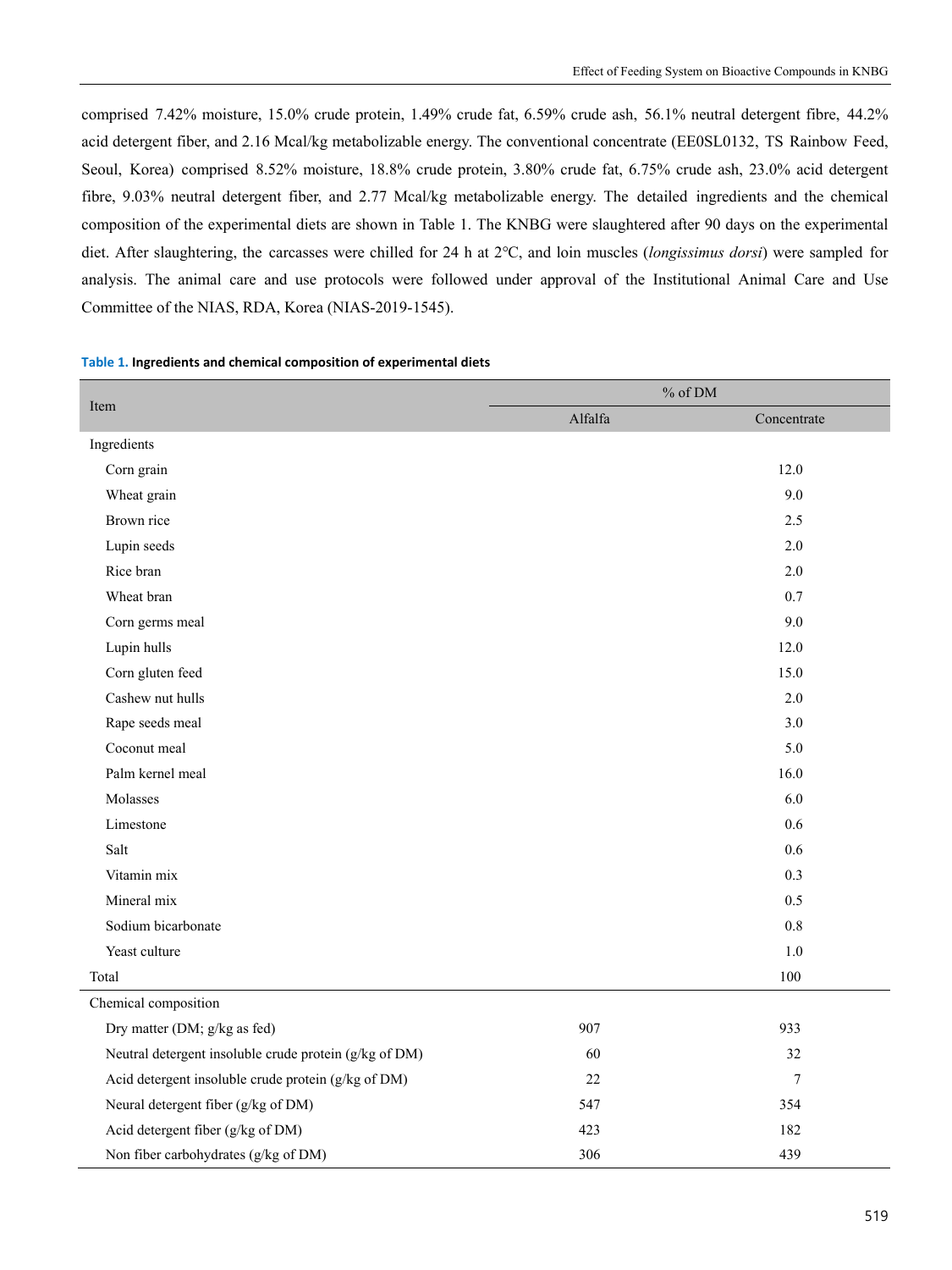comprised 7.42% moisture, 15.0% crude protein, 1.49% crude fat, 6.59% crude ash, 56.1% neutral detergent fibre, 44.2% acid detergent fiber, and 2.16 Mcal/kg metabolizable energy. The conventional concentrate (EE0SL0132, TS Rainbow Feed, Seoul, Korea) comprised 8.52% moisture, 18.8% crude protein, 3.80% crude fat, 6.75% crude ash, 23.0% acid detergent fibre, 9.03% neutral detergent fiber, and 2.77 Mcal/kg metabolizable energy. The detailed ingredients and the chemical composition of the experimental diets are shown in Table 1. The KNBG were slaughtered after 90 days on the experimental diet. After slaughtering, the carcasses were chilled for 24 h at 2°C, and loin muscles (*longissimus dorsi*) were sampled for analysis. The animal care and use protocols were followed under approval of the Institutional Animal Care and Use Committee of the NIAS, RDA, Korea (NIAS-2019-1545).

**Table 1. Ingredients and chemical composition of experimental diets**

| Item | % of DM | |
|---|---|---|
| | Alfalfa | Concentrate |
| Ingredients | | |
| Corn grain | | 12.0 |
| Wheat grain | | 9.0 |
| Brown rice | | 2.5 |
| Lupin seeds | | 2.0 |
| Rice bran | | 2.0 |
| Wheat bran | | 0.7 |
| Corn germs meal | | 9.0 |
| Lupin hulls | | 12.0 |
| Corn gluten feed | | 15.0 |
| Cashew nut hulls | | 2.0 |
| Rape seeds meal | | 3.0 |
| Coconut meal | | 5.0 |
| Palm kernel meal | | 16.0 |
| Molasses | | 6.0 |
| Limestone | | 0.6 |
| Salt | | 0.6 |
| Vitamin mix | | 0.3 |
| Mineral mix | | 0.5 |
| Sodium bicarbonate | | 0.8 |
| Yeast culture | | 1.0 |
| Total | | 100 |
| Chemical composition | | |
| Dry matter (DM; g/kg as fed) | 907 | 933 |
| Neutral detergent insoluble crude protein (g/kg of DM) | 60 | 32 |
| Acid detergent insoluble crude protein (g/kg of DM) | 22 | 7 |
| Neural detergent fiber (g/kg of DM) | 547 | 354 |
| Acid detergent fiber (g/kg of DM) | 423 | 182 |
| Non fiber carbohydrates (g/kg of DM) | 306 | 439 |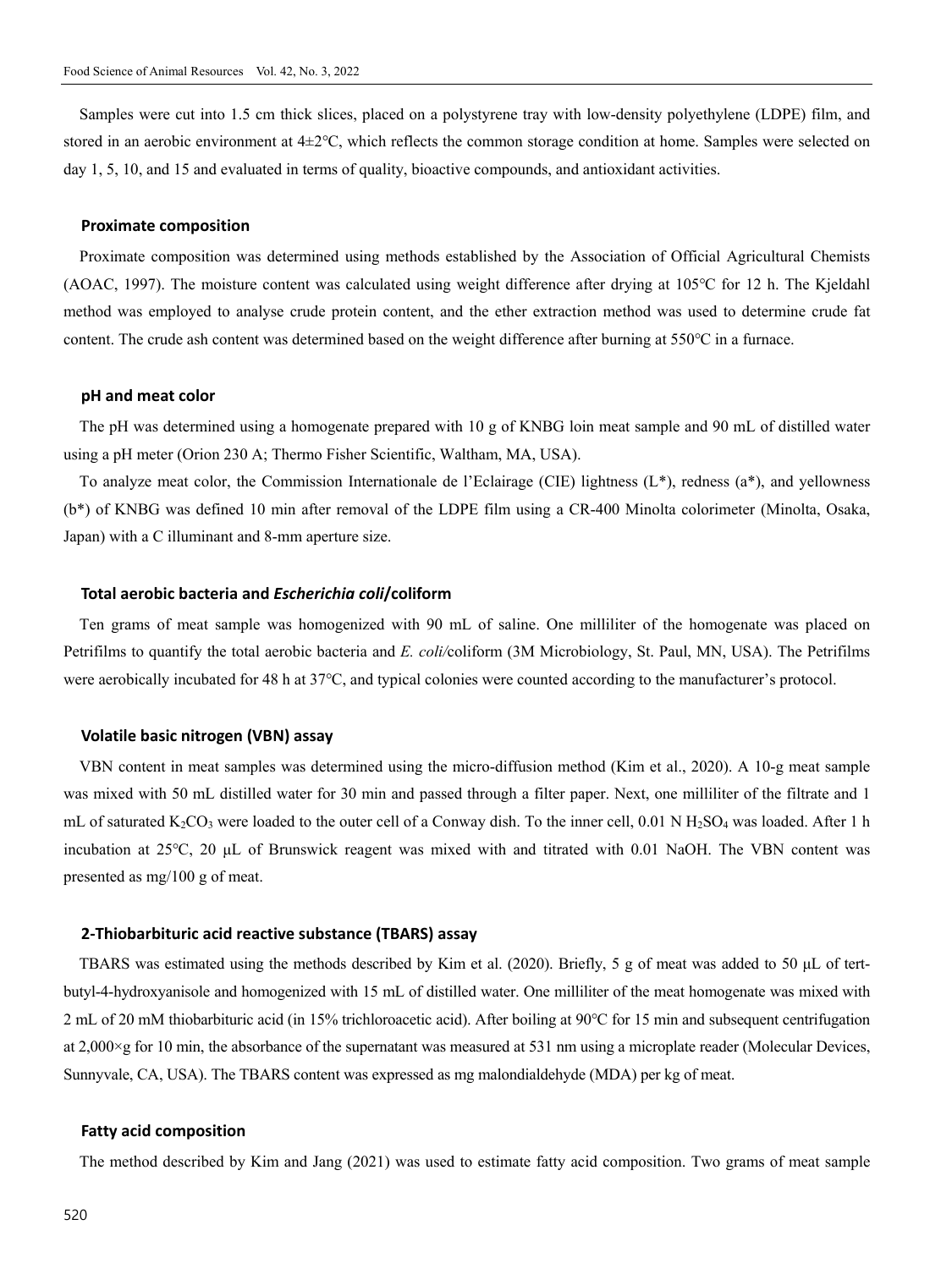Samples were cut into 1.5 cm thick slices, placed on a polystyrene tray with low-density polyethylene (LDPE) film, and stored in an aerobic environment at 4±2℃, which reflects the common storage condition at home. Samples were selected on day 1, 5, 10, and 15 and evaluated in terms of quality, bioactive compounds, and antioxidant activities.

### Proximate composition

Proximate composition was determined using methods established by the Association of Official Agricultural Chemists (AOAC, 1997). The moisture content was calculated using weight difference after drying at 105℃ for 12 h. The Kjeldahl method was employed to analyse crude protein content, and the ether extraction method was used to determine crude fat content. The crude ash content was determined based on the weight difference after burning at 550℃ in a furnace.

### pH and meat color

The pH was determined using a homogenate prepared with 10 g of KNBG loin meat sample and 90 mL of distilled water using a pH meter (Orion 230 A; Thermo Fisher Scientific, Waltham, MA, USA).

To analyze meat color, the Commission Internationale de l'Eclairage (CIE) lightness (L*), redness (a*), and yellowness (b*) of KNBG was defined 10 min after removal of the LDPE film using a CR-400 Minolta colorimeter (Minolta, Osaka, Japan) with a C illuminant and 8-mm aperture size.

### Total aerobic bacteria and *Escherichia coli*/coliform

Ten grams of meat sample was homogenized with 90 mL of saline. One milliliter of the homogenate was placed on Petrifilms to quantify the total aerobic bacteria and *E. coli*/coliform (3M Microbiology, St. Paul, MN, USA). The Petrifilms were aerobically incubated for 48 h at 37℃, and typical colonies were counted according to the manufacturer's protocol.

### Volatile basic nitrogen (VBN) assay

VBN content in meat samples was determined using the micro-diffusion method (Kim et al., 2020). A 10-g meat sample was mixed with 50 mL distilled water for 30 min and passed through a filter paper. Next, one milliliter of the filtrate and 1 mL of saturated $K_2CO_3$ were loaded to the outer cell of a Conway dish. To the inner cell, 0.01 N $H_2SO_4$ was loaded. After 1 h incubation at 25℃, 20 μL of Brunswick reagent was mixed with and titrated with 0.01 NaOH. The VBN content was presented as mg/100 g of meat.

### 2-Thiobarbituric acid reactive substance (TBARS) assay

TBARS was estimated using the methods described by Kim et al. (2020). Briefly, 5 g of meat was added to 50 μL of tert-butyl-4-hydroxyanisole and homogenized with 15 mL of distilled water. One milliliter of the meat homogenate was mixed with 2 mL of 20 mM thiobarbituric acid (in 15% trichloroacetic acid). After boiling at 90℃ for 15 min and subsequent centrifugation at 2,000×g for 10 min, the absorbance of the supernatant was measured at 531 nm using a microplate reader (Molecular Devices, Sunnyvale, CA, USA). The TBARS content was expressed as mg malondialdehyde (MDA) per kg of meat.

### Fatty acid composition

The method described by Kim and Jang (2021) was used to estimate fatty acid composition. Two grams of meat sample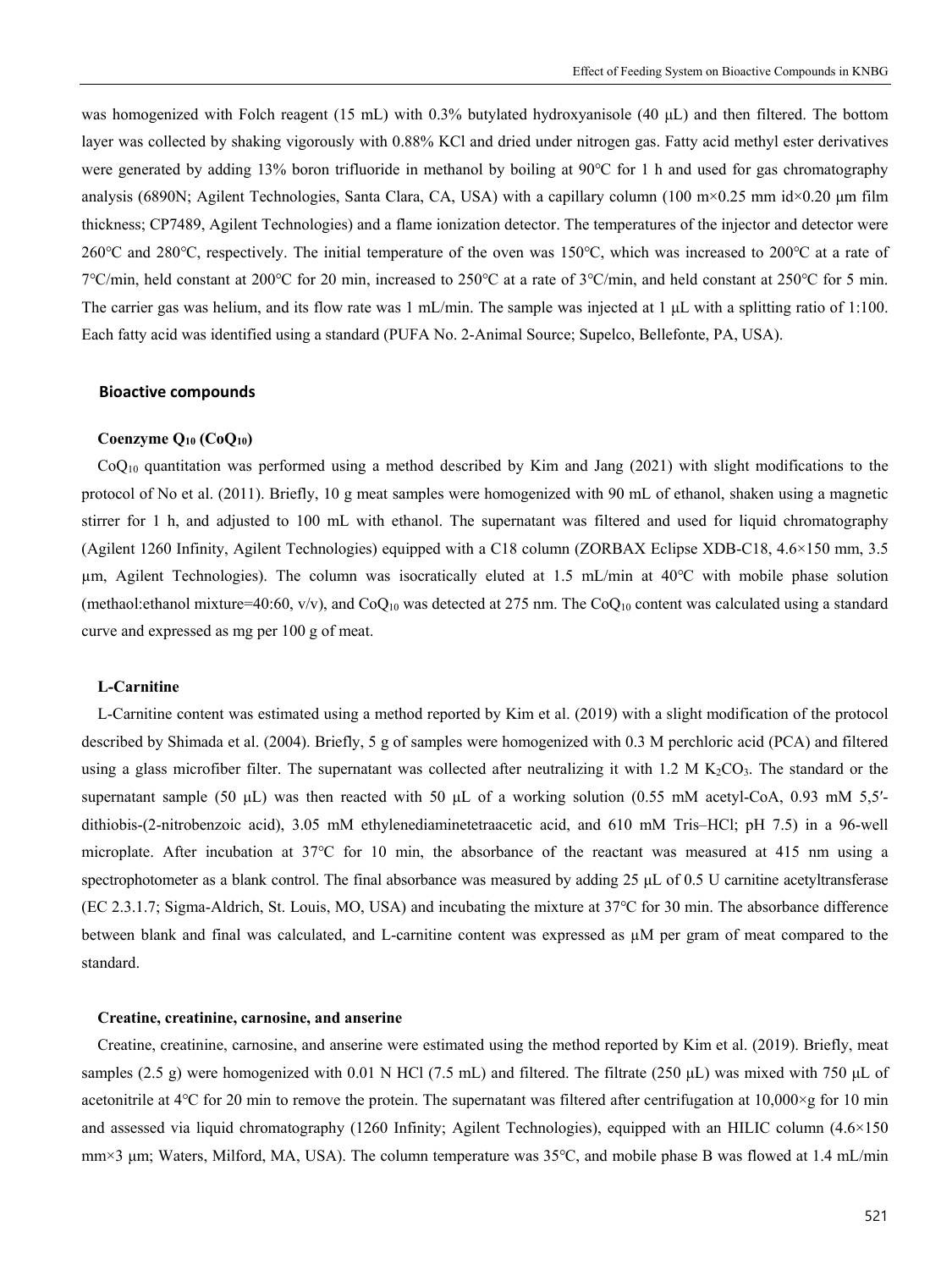was homogenized with Folch reagent (15 mL) with 0.3% butylated hydroxyanisole (40 μL) and then filtered. The bottom layer was collected by shaking vigorously with 0.88% KCl and dried under nitrogen gas. Fatty acid methyl ester derivatives were generated by adding 13% boron trifluoride in methanol by boiling at 90℃ for 1 h and used for gas chromatography analysis (6890N; Agilent Technologies, Santa Clara, CA, USA) with a capillary column (100 m×0.25 mm id×0.20 μm film thickness; CP7489, Agilent Technologies) and a flame ionization detector. The temperatures of the injector and detector were 260℃ and 280℃, respectively. The initial temperature of the oven was 150℃, which was increased to 200℃ at a rate of 7℃/min, held constant at 200℃ for 20 min, increased to 250℃ at a rate of 3℃/min, and held constant at 250℃ for 5 min. The carrier gas was helium, and its flow rate was 1 mL/min. The sample was injected at 1 μL with a splitting ratio of 1:100. Each fatty acid was identified using a standard (PUFA No. 2-Animal Source; Supelco, Bellefonte, PA, USA).

## Bioactive compounds

### Coenzyme $Q_{10}$ ($CoQ_{10}$)

$CoQ_{10}$ quantitation was performed using a method described by Kim and Jang (2021) with slight modifications to the protocol of No et al. (2011). Briefly, 10 g meat samples were homogenized with 90 mL of ethanol, shaken using a magnetic stirrer for 1 h, and adjusted to 100 mL with ethanol. The supernatant was filtered and used for liquid chromatography (Agilent 1260 Infinity, Agilent Technologies) equipped with a C18 column (ZORBAX Eclipse XDB-C18, 4.6×150 mm, 3.5 μm, Agilent Technologies). The column was isocratically eluted at 1.5 mL/min at 40℃ with mobile phase solution (methaol:ethanol mixture=40:60, v/v), and $CoQ_{10}$ was detected at 275 nm. The $CoQ_{10}$ content was calculated using a standard curve and expressed as mg per 100 g of meat.

### L-Carnitine

L-Carnitine content was estimated using a method reported by Kim et al. (2019) with a slight modification of the protocol described by Shimada et al. (2004). Briefly, 5 g of samples were homogenized with 0.3 M perchloric acid (PCA) and filtered using a glass microfiber filter. The supernatant was collected after neutralizing it with 1.2 M $K_2CO_3$. The standard or the supernatant sample (50 μL) was then reacted with 50 μL of a working solution (0.55 mM acetyl-CoA, 0.93 mM 5,5′-dithiobis-(2-nitrobenzoic acid), 3.05 mM ethylenediaminetetraacetic acid, and 610 mM Tris–HCl; pH 7.5) in a 96-well microplate. After incubation at 37℃ for 10 min, the absorbance of the reactant was measured at 415 nm using a spectrophotometer as a blank control. The final absorbance was measured by adding 25 μL of 0.5 U carnitine acetyltransferase (EC 2.3.1.7; Sigma-Aldrich, St. Louis, MO, USA) and incubating the mixture at 37℃ for 30 min. The absorbance difference between blank and final was calculated, and L-carnitine content was expressed as μM per gram of meat compared to the standard.

### Creatine, creatinine, carnosine, and anserine

Creatine, creatinine, carnosine, and anserine were estimated using the method reported by Kim et al. (2019). Briefly, meat samples (2.5 g) were homogenized with 0.01 N HCl (7.5 mL) and filtered. The filtrate (250 μL) was mixed with 750 μL of acetonitrile at 4℃ for 20 min to remove the protein. The supernatant was filtered after centrifugation at 10,000×g for 10 min and assessed via liquid chromatography (1260 Infinity; Agilent Technologies), equipped with an HILIC column (4.6×150 mm×3 μm; Waters, Milford, MA, USA). The column temperature was 35℃, and mobile phase B was flowed at 1.4 mL/min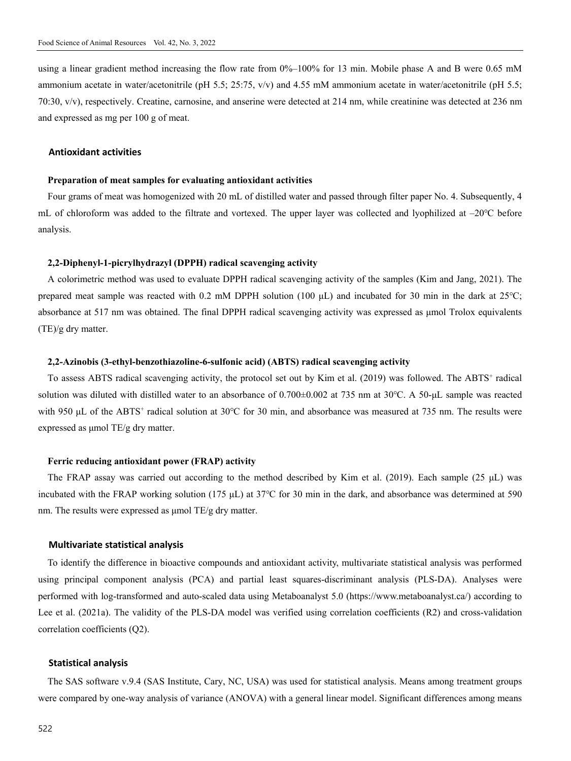using a linear gradient method increasing the flow rate from 0%–100% for 13 min. Mobile phase A and B were 0.65 mM ammonium acetate in water/acetonitrile (pH 5.5; 25:75, v/v) and 4.55 mM ammonium acetate in water/acetonitrile (pH 5.5; 70:30, v/v), respectively. Creatine, carnosine, and anserine were detected at 214 nm, while creatinine was detected at 236 nm and expressed as mg per 100 g of meat.

## Antioxidant activities

### Preparation of meat samples for evaluating antioxidant activities

Four grams of meat was homogenized with 20 mL of distilled water and passed through filter paper No. 4. Subsequently, 4 mL of chloroform was added to the filtrate and vortexed. The upper layer was collected and lyophilized at –20°C before analysis.

### 2,2-Diphenyl-1-picrylhydrazyl (DPPH) radical scavenging activity

A colorimetric method was used to evaluate DPPH radical scavenging activity of the samples (Kim and Jang, 2021). The prepared meat sample was reacted with 0.2 mM DPPH solution (100 μL) and incubated for 30 min in the dark at 25°C; absorbance at 517 nm was obtained. The final DPPH radical scavenging activity was expressed as μmol Trolox equivalents (TE)/g dry matter.

### 2,2-Azinobis (3-ethyl-benzothiazoline-6-sulfonic acid) (ABTS) radical scavenging activity

To assess ABTS radical scavenging activity, the protocol set out by Kim et al. (2019) was followed. The $ABTS^+$ radical solution was diluted with distilled water to an absorbance of 0.700±0.002 at 735 nm at 30°C. A 50-μL sample was reacted with 950 μL of the $ABTS^+$ radical solution at 30°C for 30 min, and absorbance was measured at 735 nm. The results were expressed as μmol TE/g dry matter.

### Ferric reducing antioxidant power (FRAP) activity

The FRAP assay was carried out according to the method described by Kim et al. (2019). Each sample (25 μL) was incubated with the FRAP working solution (175 μL) at 37°C for 30 min in the dark, and absorbance was determined at 590 nm. The results were expressed as μmol TE/g dry matter.

## Multivariate statistical analysis

To identify the difference in bioactive compounds and antioxidant activity, multivariate statistical analysis was performed using principal component analysis (PCA) and partial least squares-discriminant analysis (PLS-DA). Analyses were performed with log-transformed and auto-scaled data using Metaboanalyst 5.0 (https://www.metaboanalyst.ca/) according to Lee et al. (2021a). The validity of the PLS-DA model was verified using correlation coefficients (R2) and cross-validation correlation coefficients (Q2).

## Statistical analysis

The SAS software v.9.4 (SAS Institute, Cary, NC, USA) was used for statistical analysis. Means among treatment groups were compared by one-way analysis of variance (ANOVA) with a general linear model. Significant differences among means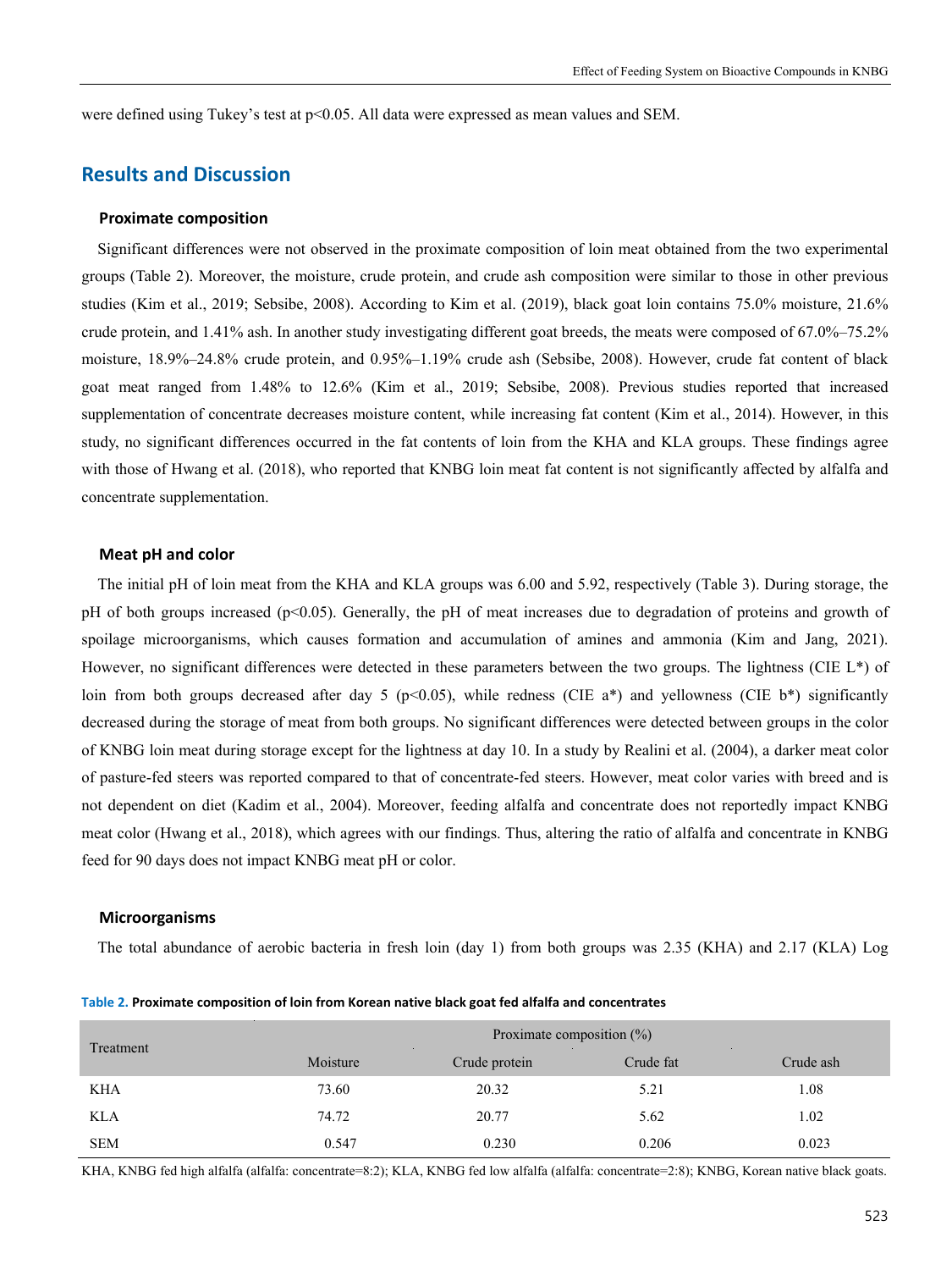were defined using Tukey's test at $p<0.05$. All data were expressed as mean values and SEM.

## Results and Discussion

### Proximate composition

Significant differences were not observed in the proximate composition of loin meat obtained from the two experimental groups (Table 2). Moreover, the moisture, crude protein, and crude ash composition were similar to those in other previous studies (Kim et al., 2019; Sebsibe, 2008). According to Kim et al. (2019), black goat loin contains 75.0% moisture, 21.6% crude protein, and 1.41% ash. In another study investigating different goat breeds, the meats were composed of 67.0%–75.2% moisture, 18.9%–24.8% crude protein, and 0.95%–1.19% crude ash (Sebsibe, 2008). However, crude fat content of black goat meat ranged from 1.48% to 12.6% (Kim et al., 2019; Sebsibe, 2008). Previous studies reported that increased supplementation of concentrate decreases moisture content, while increasing fat content (Kim et al., 2014). However, in this study, no significant differences occurred in the fat contents of loin from the KHA and KLA groups. These findings agree with those of Hwang et al. (2018), who reported that KNBG loin meat fat content is not significantly affected by alfalfa and concentrate supplementation.

### Meat pH and color

The initial pH of loin meat from the KHA and KLA groups was 6.00 and 5.92, respectively (Table 3). During storage, the pH of both groups increased ($p<0.05$). Generally, the pH of meat increases due to degradation of proteins and growth of spoilage microorganisms, which causes formation and accumulation of amines and ammonia (Kim and Jang, 2021). However, no significant differences were detected in these parameters between the two groups. The lightness (CIE L*) of loin from both groups decreased after day 5 ($p<0.05$), while redness (CIE a*) and yellowness (CIE b*) significantly decreased during the storage of meat from both groups. No significant differences were detected between groups in the color of KNBG loin meat during storage except for the lightness at day 10. In a study by Realini et al. (2004), a darker meat color of pasture-fed steers was reported compared to that of concentrate-fed steers. However, meat color varies with breed and is not dependent on diet (Kadim et al., 2004). Moreover, feeding alfalfa and concentrate does not reportedly impact KNBG meat color (Hwang et al., 2018), which agrees with our findings. Thus, altering the ratio of alfalfa and concentrate in KNBG feed for 90 days does not impact KNBG meat pH or color.

### Microorganisms

The total abundance of aerobic bacteria in fresh loin (day 1) from both groups was 2.35 (KHA) and 2.17 (KLA) Log

**Table 2. Proximate composition of loin from Korean native black goat fed alfalfa and concentrates**

| Treatment | Proximate composition (%) | | | |
|---|---|---|---|---|
| | Moisture | Crude protein | Crude fat | Crude ash |
| KHA | 73.60 | 20.32 | 5.21 | 1.08 |
| KLA | 74.72 | 20.77 | 5.62 | 1.02 |
| SEM | 0.547 | 0.230 | 0.206 | 0.023 |

KHA, KNBG fed high alfalfa (alfalfa: concentrate=8:2); KLA, KNBG fed low alfalfa (alfalfa: concentrate=2:8); KNBG, Korean native black goats.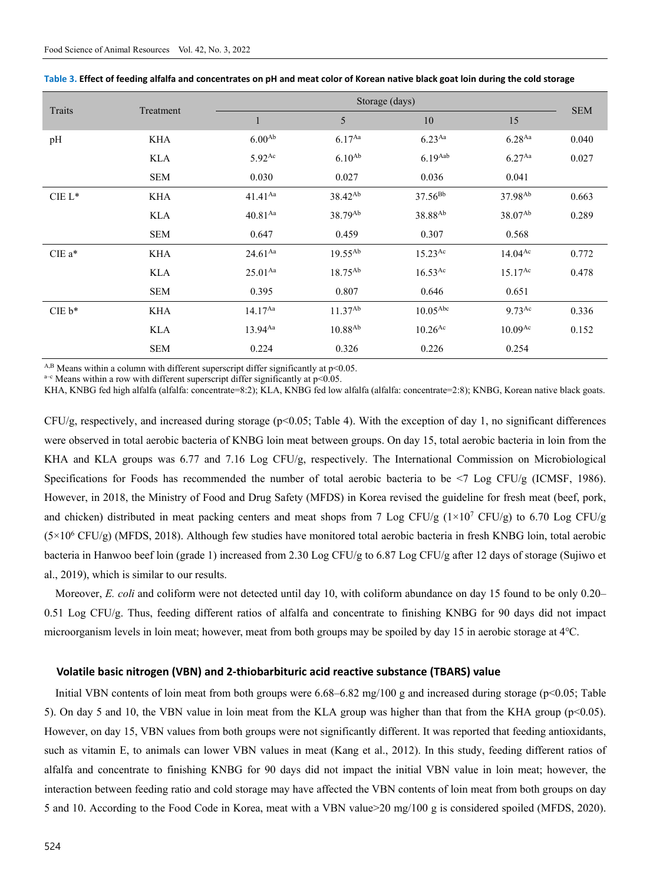**Table 3. Effect of feeding alfalfa and concentrates on pH and meat color of Korean native black goat loin during the cold storage**

| Traits | Treatment | Storage (days) | | | | SEM |
|---|---|---|---|---|---|---|
| | | 1 | 5 | 10 | 15 | |
| pH | KHA | 6.00[Ab] | 6.17[Aa] | 6.23[Aa] | 6.28[Aa] | 0.040 |
| | KLA | 5.92[Ac] | 6.10[Ab] | 6.19[Aab] | 6.27[Aa] | 0.027 |
| | SEM | 0.030 | 0.027 | 0.036 | 0.041 | |
| CIE L* | KHA | 41.41[Aa] | 38.42[Ab] | 37.56[Bb] | 37.98[Ab] | 0.663 |
| | KLA | 40.81[Aa] | 38.79[Ab] | 38.88[Ab] | 38.07[Ab] | 0.289 |
| | SEM | 0.647 | 0.459 | 0.307 | 0.568 | |
| CIE a* | KHA | 24.61[Aa] | 19.55[Ab] | 15.23[Ac] | 14.04[Ac] | 0.772 |
| | KLA | 25.01[Aa] | 18.75[Ab] | 16.53[Ac] | 15.17[Ac] | 0.478 |
| | SEM | 0.395 | 0.807 | 0.646 | 0.651 | |
| CIE b* | KHA | 14.17[Aa] | 11.37[Ab] | 10.05[Abc] | 9.73[Ac] | 0.336 |
| | KLA | 13.94[Aa] | 10.88[Ab] | 10.26[Ac] | 10.09[Ac] | 0.152 |
| | SEM | 0.224 | 0.326 | 0.226 | 0.254 | |

A,B Means within a column with different superscript differ significantly at $p<0.05$.
a–c Means within a row with different superscript differ significantly at $p<0.05$.
KHA, KNBG fed high alfalfa (alfalfa: concentrate=8:2); KLA, KNBG fed low alfalfa (alfalfa: concentrate=2:8); KNBG, Korean native black goats.

CFU/g, respectively, and increased during storage ($p<0.05$; Table 4). With the exception of day 1, no significant differences were observed in total aerobic bacteria of KNBG loin meat between groups. On day 15, total aerobic bacteria in loin from the KHA and KLA groups was 6.77 and 7.16 Log CFU/g, respectively. The International Commission on Microbiological Specifications for Foods has recommended the number of total aerobic bacteria to be <7 Log CFU/g (ICMSF, 1986). However, in 2018, the Ministry of Food and Drug Safety (MFDS) in Korea revised the guideline for fresh meat (beef, pork, and chicken) distributed in meat packing centers and meat shops from 7 Log CFU/g ($1\times10^7$ CFU/g) to 6.70 Log CFU/g ($5\times10^6$ CFU/g) (MFDS, 2018). Although few studies have monitored total aerobic bacteria in fresh KNBG loin, total aerobic bacteria in Hanwoo beef loin (grade 1) increased from 2.30 Log CFU/g to 6.87 Log CFU/g after 12 days of storage (Sujiwo et al., 2019), which is similar to our results.

Moreover, *E. coli* and coliform were not detected until day 10, with coliform abundance on day 15 found to be only 0.20–0.51 Log CFU/g. Thus, feeding different ratios of alfalfa and concentrate to finishing KNBG for 90 days did not impact microorganism levels in loin meat; however, meat from both groups may be spoiled by day 15 in aerobic storage at 4℃.

### Volatile basic nitrogen (VBN) and 2-thiobarbituric acid reactive substance (TBARS) value

Initial VBN contents of loin meat from both groups were 6.68–6.82 mg/100 g and increased during storage ($p<0.05$; Table 5). On day 5 and 10, the VBN value in loin meat from the KLA group was higher than that from the KHA group ($p<0.05$). However, on day 15, VBN values from both groups were not significantly different. It was reported that feeding antioxidants, such as vitamin E, to animals can lower VBN values in meat (Kang et al., 2012). In this study, feeding different ratios of alfalfa and concentrate to finishing KNBG for 90 days did not impact the initial VBN value in loin meat; however, the interaction between feeding ratio and cold storage may have affected the VBN contents of loin meat from both groups on day 5 and 10. According to the Food Code in Korea, meat with a VBN value>20 mg/100 g is considered spoiled (MFDS, 2020).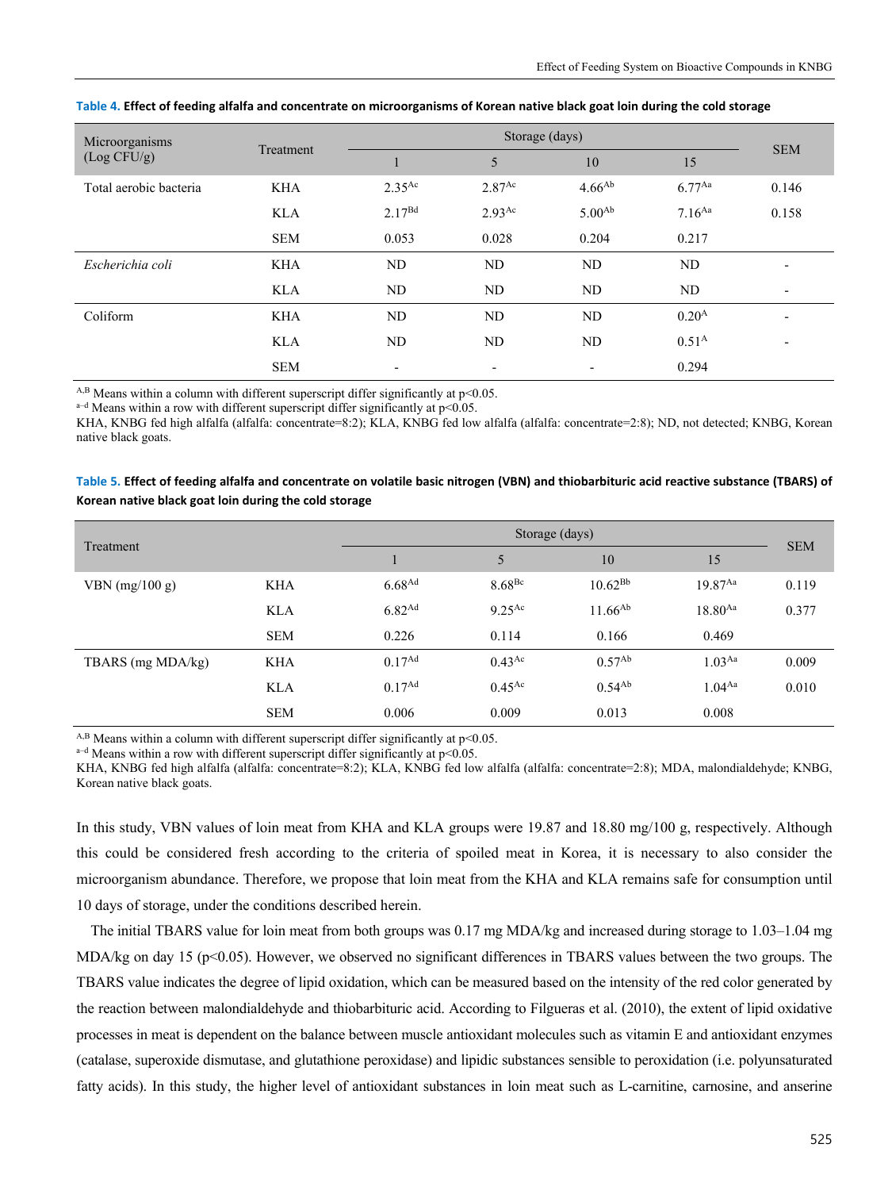**Table 4. Effect of feeding alfalfa and concentrate on microorganisms of Korean native black goat loin during the cold storage**

| Microorganisms (Log CFU/g) | Treatment | Storage (days) | | | | SEM |
|---|---|---|---|---|---|---|
| | | 1 | 5 | 10 | 15 | |
| Total aerobic bacteria | KHA | 2.35$^{Ac}$ | 2.87$^{Ac}$ | 4.66$^{Ab}$ | 6.77$^{Aa}$ | 0.146 |
| | KLA | 2.17$^{Bd}$ | 2.93$^{Ac}$ | 5.00$^{Ab}$ | 7.16$^{Aa}$ | 0.158 |
| | SEM | 0.053 | 0.028 | 0.204 | 0.217 | |
| *Escherichia coli* | KHA | ND | ND | ND | ND | - |
| | KLA | ND | ND | ND | ND | - |
| Coliform | KHA | ND | ND | ND | 0.20$^{A}$ | - |
| | KLA | ND | ND | ND | 0.51$^{A}$ | - |
| | SEM | - | - | - | 0.294 | |

$^{A,B}$ Means within a column with different superscript differ significantly at $p<0.05$.
$^{a–d}$ Means within a row with different superscript differ significantly at $p<0.05$.
KHA, KNBG fed high alfalfa (alfalfa: concentrate=8:2); KLA, KNBG fed low alfalfa (alfalfa: concentrate=2:8); ND, not detected; KNBG, Korean native black goats.

**Table 5. Effect of feeding alfalfa and concentrate on volatile basic nitrogen (VBN) and thiobarbituric acid reactive substance (TBARS) of Korean native black goat loin during the cold storage**

| Treatment | | Storage (days) | | | | SEM |
|---|---|---|---|---|---|---|
| | | 1 | 5 | 10 | 15 | |
| VBN (mg/100 g) | KHA | 6.68$^{Ad}$ | 8.68$^{Bc}$ | 10.62$^{Bb}$ | 19.87$^{Aa}$ | 0.119 |
| | KLA | 6.82$^{Ad}$ | 9.25$^{Ac}$ | 11.66$^{Ab}$ | 18.80$^{Aa}$ | 0.377 |
| | SEM | 0.226 | 0.114 | 0.166 | 0.469 | |
| TBARS (mg MDA/kg) | KHA | 0.17$^{Ad}$ | 0.43$^{Ac}$ | 0.57$^{Ab}$ | 1.03$^{Aa}$ | 0.009 |
| | KLA | 0.17$^{Ad}$ | 0.45$^{Ac}$ | 0.54$^{Ab}$ | 1.04$^{Aa}$ | 0.010 |
| | SEM | 0.006 | 0.009 | 0.013 | 0.008 | |

$^{A,B}$ Means within a column with different superscript differ significantly at $p<0.05$.
$^{a–d}$ Means within a row with different superscript differ significantly at $p<0.05$.
KHA, KNBG fed high alfalfa (alfalfa: concentrate=8:2); KLA, KNBG fed low alfalfa (alfalfa: concentrate=2:8); MDA, malondialdehyde; KNBG, Korean native black goats.

In this study, VBN values of loin meat from KHA and KLA groups were 19.87 and 18.80 mg/100 g, respectively. Although this could be considered fresh according to the criteria of spoiled meat in Korea, it is necessary to also consider the microorganism abundance. Therefore, we propose that loin meat from the KHA and KLA remains safe for consumption until 10 days of storage, under the conditions described herein.

The initial TBARS value for loin meat from both groups was 0.17 mg MDA/kg and increased during storage to 1.03–1.04 mg MDA/kg on day 15 ($p<0.05$). However, we observed no significant differences in TBARS values between the two groups. The TBARS value indicates the degree of lipid oxidation, which can be measured based on the intensity of the red color generated by the reaction between malondialdehyde and thiobarbituric acid. According to Filgueras et al. (2010), the extent of lipid oxidative processes in meat is dependent on the balance between muscle antioxidant molecules such as vitamin E and antioxidant enzymes (catalase, superoxide dismutase, and glutathione peroxidase) and lipidic substances sensible to peroxidation (i.e. polyunsaturated fatty acids). In this study, the higher level of antioxidant substances in loin meat such as L-carnitine, carnosine, and anserine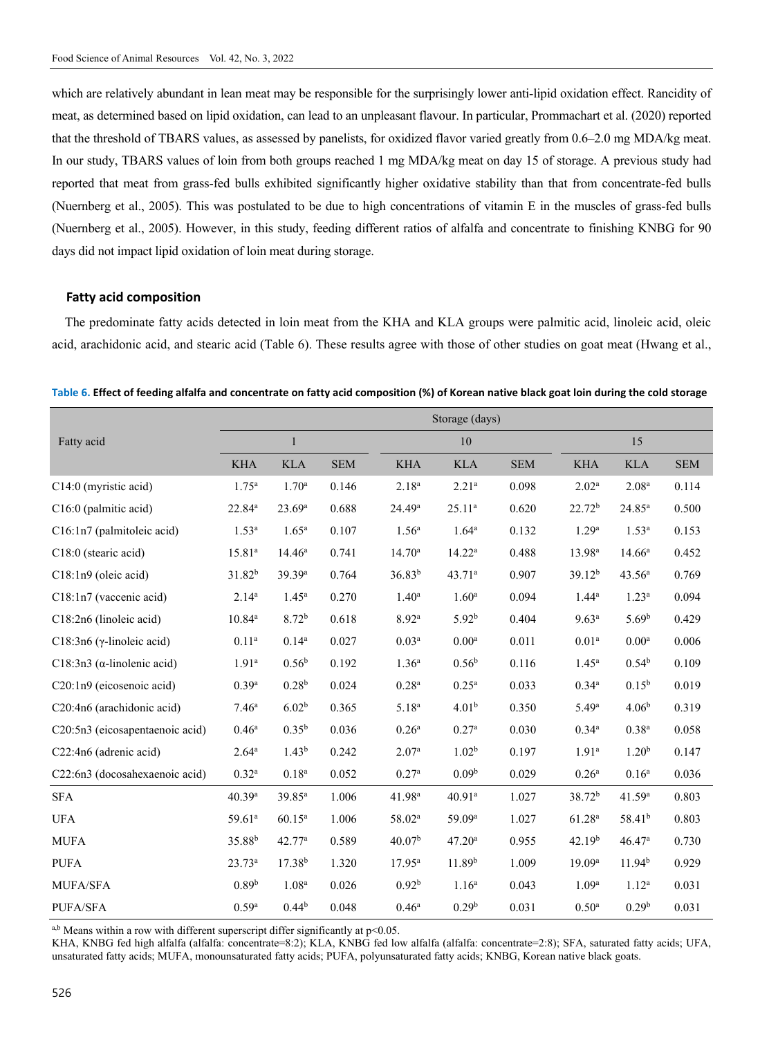which are relatively abundant in lean meat may be responsible for the surprisingly lower anti-lipid oxidation effect. Rancidity of meat, as determined based on lipid oxidation, can lead to an unpleasant flavour. In particular, Prommachart et al. (2020) reported that the threshold of TBARS values, as assessed by panelists, for oxidized flavor varied greatly from 0.6–2.0 mg MDA/kg meat. In our study, TBARS values of loin from both groups reached 1 mg MDA/kg meat on day 15 of storage. A previous study had reported that meat from grass-fed bulls exhibited significantly higher oxidative stability than that from concentrate-fed bulls (Nuernberg et al., 2005). This was postulated to be due to high concentrations of vitamin E in the muscles of grass-fed bulls (Nuernberg et al., 2005). However, in this study, feeding different ratios of alfalfa and concentrate to finishing KNBG for 90 days did not impact lipid oxidation of loin meat during storage.

### Fatty acid composition

The predominate fatty acids detected in loin meat from the KHA and KLA groups were palmitic acid, linoleic acid, oleic acid, arachidonic acid, and stearic acid (Table 6). These results agree with those of other studies on goat meat (Hwang et al.,

**Table 6. Effect of feeding alfalfa and concentrate on fatty acid composition (%) of Korean native black goat loin during the cold storage**

| Fatty acid | Storage (days) | | | | | | | | |
|---|---|---|---|---|---|---|---|---|---|
| | 1 | | | 10 | | | 15 | | |
| | KHA | KLA | SEM | KHA | KLA | SEM | KHA | KLA | SEM |
| C14:0 (myristic acid) | 1.75[a] | 1.70[a] | 0.146 | 2.18[a] | 2.21[a] | 0.098 | 2.02[a] | 2.08[a] | 0.114 |
| C16:0 (palmitic acid) | 22.84[a] | 23.69[a] | 0.688 | 24.49[a] | 25.11[a] | 0.620 | 22.72[b] | 24.85[a] | 0.500 |
| C16:1n7 (palmitoleic acid) | 1.53[a] | 1.65[a] | 0.107 | 1.56[a] | 1.64[a] | 0.132 | 1.29[a] | 1.53[a] | 0.153 |
| C18:0 (stearic acid) | 15.81[a] | 14.46[a] | 0.741 | 14.70[a] | 14.22[a] | 0.488 | 13.98[a] | 14.66[a] | 0.452 |
| C18:1n9 (oleic acid) | 31.82[b] | 39.39[a] | 0.764 | 36.83[b] | 43.71[a] | 0.907 | 39.12[b] | 43.56[a] | 0.769 |
| C18:1n7 (vaccenic acid) | 2.14[a] | 1.45[a] | 0.270 | 1.40[a] | 1.60[a] | 0.094 | 1.44[a] | 1.23[a] | 0.094 |
| C18:2n6 (linoleic acid) | 10.84[a] | 8.72[b] | 0.618 | 8.92[a] | 5.92[b] | 0.404 | 9.63[a] | 5.69[b] | 0.429 |
| C18:3n6 (γ-linoleic acid) | 0.11[a] | 0.14[a] | 0.027 | 0.03[a] | 0.00[a] | 0.011 | 0.01[a] | 0.00[a] | 0.006 |
| C18:3n3 (α-linolenic acid) | 1.91[a] | 0.56[b] | 0.192 | 1.36[a] | 0.56[b] | 0.116 | 1.45[a] | 0.54[b] | 0.109 |
| C20:1n9 (eicosenoic acid) | 0.39[a] | 0.28[b] | 0.024 | 0.28[a] | 0.25[a] | 0.033 | 0.34[a] | 0.15[b] | 0.019 |
| C20:4n6 (arachidonic acid) | 7.46[a] | 6.02[b] | 0.365 | 5.18[a] | 4.01[b] | 0.350 | 5.49[a] | 4.06[b] | 0.319 |
| C20:5n3 (eicosapentaenoic acid) | 0.46[a] | 0.35[b] | 0.036 | 0.26[a] | 0.27[a] | 0.030 | 0.34[a] | 0.38[a] | 0.058 |
| C22:4n6 (adrenic acid) | 2.64[a] | 1.43[b] | 0.242 | 2.07[a] | 1.02[b] | 0.197 | 1.91[a] | 1.20[b] | 0.147 |
| C22:6n3 (docosahexaenoic acid) | 0.32[a] | 0.18[a] | 0.052 | 0.27[a] | 0.09[b] | 0.029 | 0.26[a] | 0.16[a] | 0.036 |
| SFA | 40.39[a] | 39.85[a] | 1.006 | 41.98[a] | 40.91[a] | 1.027 | 38.72[b] | 41.59[a] | 0.803 |
| UFA | 59.61[a] | 60.15[a] | 1.006 | 58.02[a] | 59.09[a] | 1.027 | 61.28[a] | 58.41[b] | 0.803 |
| MUFA | 35.88[b] | 42.77[a] | 0.589 | 40.07[b] | 47.20[a] | 0.955 | 42.19[b] | 46.47[a] | 0.730 |
| PUFA | 23.73[a] | 17.38[b] | 1.320 | 17.95[a] | 11.89[b] | 1.009 | 19.09[a] | 11.94[b] | 0.929 |
| MUFA/SFA | 0.89[b] | 1.08[a] | 0.026 | 0.92[b] | 1.16[a] | 0.043 | 1.09[a] | 1.12[a] | 0.031 |
| PUFA/SFA | 0.59[a] | 0.44[b] | 0.048 | 0.46[a] | 0.29[b] | 0.031 | 0.50[a] | 0.29[b] | 0.031 |

[a,b] Means within a row with different superscript differ significantly at $p<0.05$.

KHA, KNBG fed high alfalfa (alfalfa: concentrate=8:2); KLA, KNBG fed low alfalfa (alfalfa: concentrate=2:8); SFA, saturated fatty acids; UFA, unsaturated fatty acids; MUFA, monounsaturated fatty acids; PUFA, polyunsaturated fatty acids; KNBG, Korean native black goats.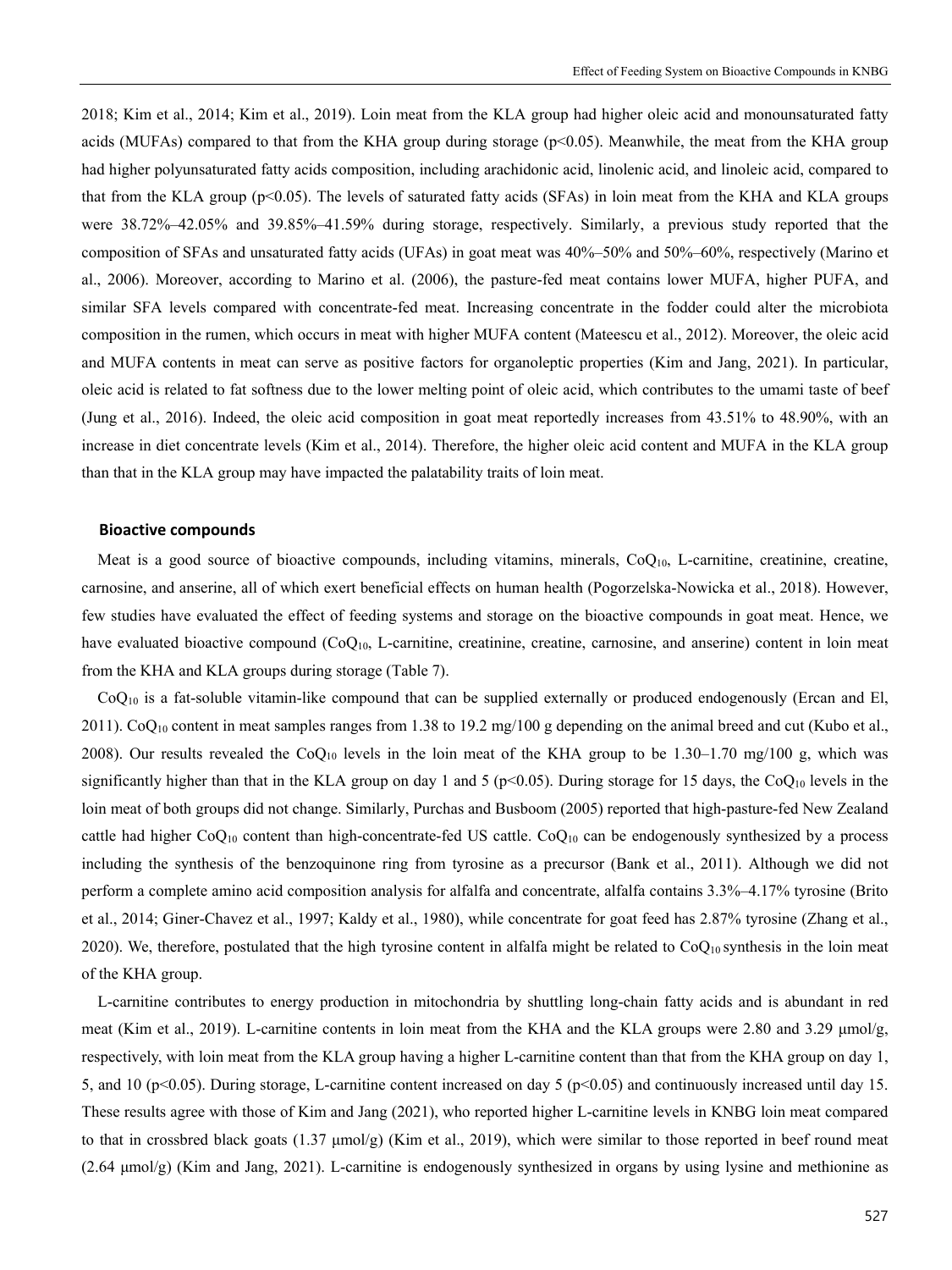2018; Kim et al., 2014; Kim et al., 2019). Loin meat from the KLA group had higher oleic acid and monounsaturated fatty acids (MUFAs) compared to that from the KHA group during storage ($p<0.05$). Meanwhile, the meat from the KHA group had higher polyunsaturated fatty acids composition, including arachidonic acid, linolenic acid, and linoleic acid, compared to that from the KLA group ($p<0.05$). The levels of saturated fatty acids (SFAs) in loin meat from the KHA and KLA groups were 38.72%–42.05% and 39.85%–41.59% during storage, respectively. Similarly, a previous study reported that the composition of SFAs and unsaturated fatty acids (UFAs) in goat meat was 40%–50% and 50%–60%, respectively (Marino et al., 2006). Moreover, according to Marino et al. (2006), the pasture-fed meat contains lower MUFA, higher PUFA, and similar SFA levels compared with concentrate-fed meat. Increasing concentrate in the fodder could alter the microbiota composition in the rumen, which occurs in meat with higher MUFA content (Mateescu et al., 2012). Moreover, the oleic acid and MUFA contents in meat can serve as positive factors for organoleptic properties (Kim and Jang, 2021). In particular, oleic acid is related to fat softness due to the lower melting point of oleic acid, which contributes to the umami taste of beef (Jung et al., 2016). Indeed, the oleic acid composition in goat meat reportedly increases from 43.51% to 48.90%, with an increase in diet concentrate levels (Kim et al., 2014). Therefore, the higher oleic acid content and MUFA in the KLA group than that in the KLA group may have impacted the palatability traits of loin meat.

## Bioactive compounds

Meat is a good source of bioactive compounds, including vitamins, minerals, $CoQ_{10}$, L-carnitine, creatinine, creatine, carnosine, and anserine, all of which exert beneficial effects on human health (Pogorzelska-Nowicka et al., 2018). However, few studies have evaluated the effect of feeding systems and storage on the bioactive compounds in goat meat. Hence, we have evaluated bioactive compound ($CoQ_{10}$, L-carnitine, creatinine, creatine, carnosine, and anserine) content in loin meat from the KHA and KLA groups during storage (Table 7).

$CoQ_{10}$ is a fat-soluble vitamin-like compound that can be supplied externally or produced endogenously (Ercan and El, 2011). $CoQ_{10}$ content in meat samples ranges from 1.38 to 19.2 mg/100 g depending on the animal breed and cut (Kubo et al., 2008). Our results revealed the $CoQ_{10}$ levels in the loin meat of the KHA group to be 1.30–1.70 mg/100 g, which was significantly higher than that in the KLA group on day 1 and 5 ($p<0.05$). During storage for 15 days, the $CoQ_{10}$ levels in the loin meat of both groups did not change. Similarly, Purchas and Busboom (2005) reported that high-pasture-fed New Zealand cattle had higher $CoQ_{10}$ content than high-concentrate-fed US cattle. $CoQ_{10}$ can be endogenously synthesized by a process including the synthesis of the benzoquinone ring from tyrosine as a precursor (Bank et al., 2011). Although we did not perform a complete amino acid composition analysis for alfalfa and concentrate, alfalfa contains 3.3%–4.17% tyrosine (Brito et al., 2014; Giner-Chavez et al., 1997; Kaldy et al., 1980), while concentrate for goat feed has 2.87% tyrosine (Zhang et al., 2020). We, therefore, postulated that the high tyrosine content in alfalfa might be related to $CoQ_{10}$ synthesis in the loin meat of the KHA group.

L-carnitine contributes to energy production in mitochondria by shuttling long-chain fatty acids and is abundant in red meat (Kim et al., 2019). L-carnitine contents in loin meat from the KHA and the KLA groups were 2.80 and 3.29 μmol/g, respectively, with loin meat from the KLA group having a higher L-carnitine content than that from the KHA group on day 1, 5, and 10 ($p<0.05$). During storage, L-carnitine content increased on day 5 ($p<0.05$) and continuously increased until day 15. These results agree with those of Kim and Jang (2021), who reported higher L-carnitine levels in KNBG loin meat compared to that in crossbred black goats (1.37 μmol/g) (Kim et al., 2019), which were similar to those reported in beef round meat (2.64 μmol/g) (Kim and Jang, 2021). L-carnitine is endogenously synthesized in organs by using lysine and methionine as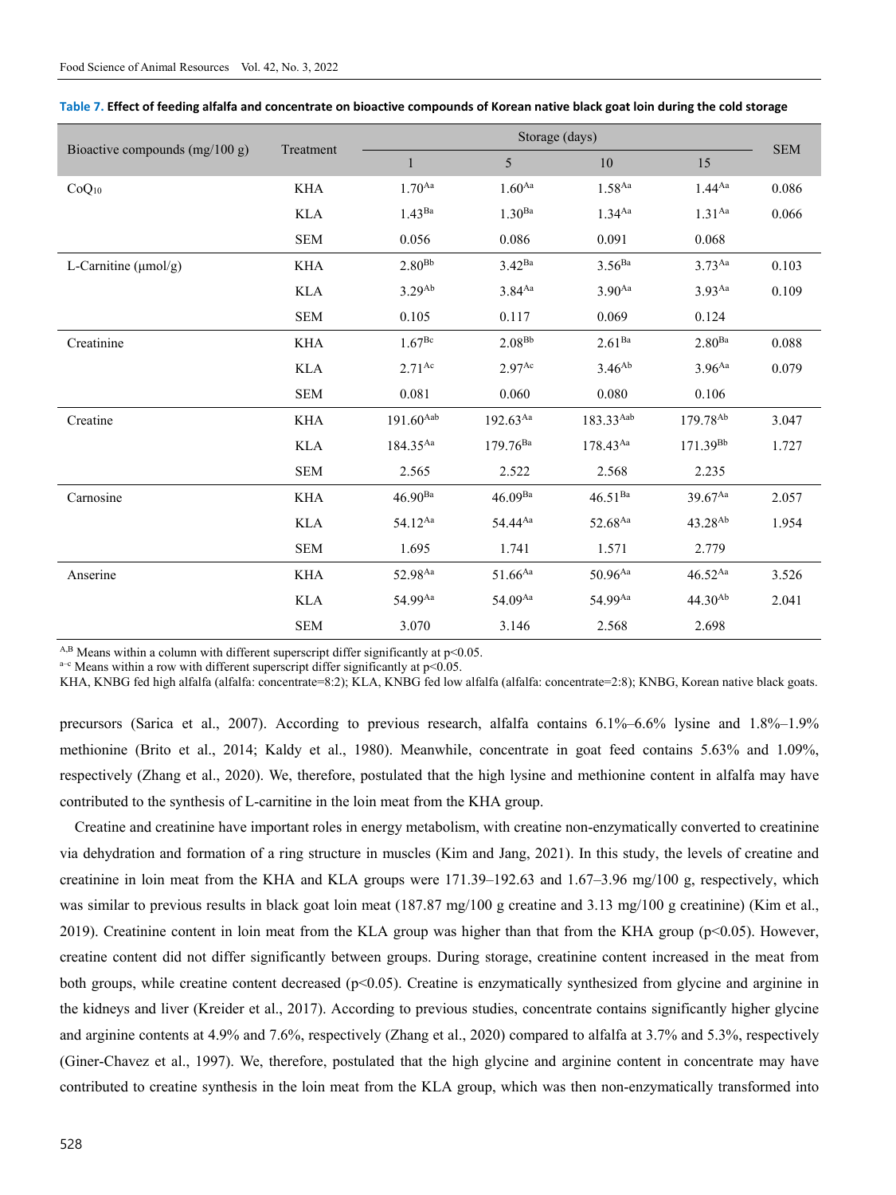**Table 7. Effect of feeding alfalfa and concentrate on bioactive compounds of Korean native black goat loin during the cold storage**

| Bioactive compounds (mg/100 g) | Treatment | Storage (days) | | | | SEM |
|---|---|---|---|---|---|---|
| | | 1 | 5 | 10 | 15 | |
| $CoQ_{10}$ | KHA | $1.70^{Aa}$ | $1.60^{Aa}$ | $1.58^{Aa}$ | $1.44^{Aa}$ | 0.086 |
| | KLA | $1.43^{Ba}$ | $1.30^{Ba}$ | $1.34^{Aa}$ | $1.31^{Aa}$ | 0.066 |
| | SEM | 0.056 | 0.086 | 0.091 | 0.068 | |
| L-Carnitine (μmol/g) | KHA | $2.80^{Bb}$ | $3.42^{Ba}$ | $3.56^{Ba}$ | $3.73^{Aa}$ | 0.103 |
| | KLA | $3.29^{Ab}$ | $3.84^{Aa}$ | $3.90^{Aa}$ | $3.93^{Aa}$ | 0.109 |
| | SEM | 0.105 | 0.117 | 0.069 | 0.124 | |
| Creatinine | KHA | $1.67^{Bc}$ | $2.08^{Bb}$ | $2.61^{Ba}$ | $2.80^{Ba}$ | 0.088 |
| | KLA | $2.71^{Ac}$ | $2.97^{Ac}$ | $3.46^{Ab}$ | $3.96^{Aa}$ | 0.079 |
| | SEM | 0.081 | 0.060 | 0.080 | 0.106 | |
| Creatine | KHA | $191.60^{Aab}$ | $192.63^{Aa}$ | $183.33^{Aab}$ | $179.78^{Ab}$ | 3.047 |
| | KLA | $184.35^{Aa}$ | $179.76^{Ba}$ | $178.43^{Aa}$ | $171.39^{Bb}$ | 1.727 |
| | SEM | 2.565 | 2.522 | 2.568 | 2.235 | |
| Carnosine | KHA | $46.90^{Ba}$ | $46.09^{Ba}$ | $46.51^{Ba}$ | $39.67^{Aa}$ | 2.057 |
| | KLA | $54.12^{Aa}$ | $54.44^{Aa}$ | $52.68^{Aa}$ | $43.28^{Ab}$ | 1.954 |
| | SEM | 1.695 | 1.741 | 1.571 | 2.779 | |
| Anserine | KHA | $52.98^{Aa}$ | $51.66^{Aa}$ | $50.96^{Aa}$ | $46.52^{Aa}$ | 3.526 |
| | KLA | $54.99^{Aa}$ | $54.09^{Aa}$ | $54.99^{Aa}$ | $44.30^{Ab}$ | 2.041 |
| | SEM | 3.070 | 3.146 | 2.568 | 2.698 | |

$^{A,B}$ Means within a column with different superscript differ significantly at $p<0.05$.
$^{a-c}$ Means within a row with different superscript differ significantly at $p<0.05$.
KHA, KNBG fed high alfalfa (alfalfa: concentrate=8:2); KLA, KNBG fed low alfalfa (alfalfa: concentrate=2:8); KNBG, Korean native black goats.

precursors (Sarica et al., 2007). According to previous research, alfalfa contains 6.1%–6.6% lysine and 1.8%–1.9% methionine (Brito et al., 2014; Kaldy et al., 1980). Meanwhile, concentrate in goat feed contains 5.63% and 1.09%, respectively (Zhang et al., 2020). We, therefore, postulated that the high lysine and methionine content in alfalfa may have contributed to the synthesis of L-carnitine in the loin meat from the KHA group.

Creatine and creatinine have important roles in energy metabolism, with creatine non-enzymatically converted to creatinine via dehydration and formation of a ring structure in muscles (Kim and Jang, 2021). In this study, the levels of creatine and creatinine in loin meat from the KHA and KLA groups were 171.39–192.63 and 1.67–3.96 mg/100 g, respectively, which was similar to previous results in black goat loin meat (187.87 mg/100 g creatine and 3.13 mg/100 g creatinine) (Kim et al., 2019). Creatinine content in loin meat from the KLA group was higher than that from the KHA group ($p<0.05$). However, creatine content did not differ significantly between groups. During storage, creatinine content increased in the meat from both groups, while creatine content decreased ($p<0.05$). Creatine is enzymatically synthesized from glycine and arginine in the kidneys and liver (Kreider et al., 2017). According to previous studies, concentrate contains significantly higher glycine and arginine contents at 4.9% and 7.6%, respectively (Zhang et al., 2020) compared to alfalfa at 3.7% and 5.3%, respectively (Giner-Chavez et al., 1997). We, therefore, postulated that the high glycine and arginine content in concentrate may have contributed to creatine synthesis in the loin meat from the KLA group, which was then non-enzymatically transformed into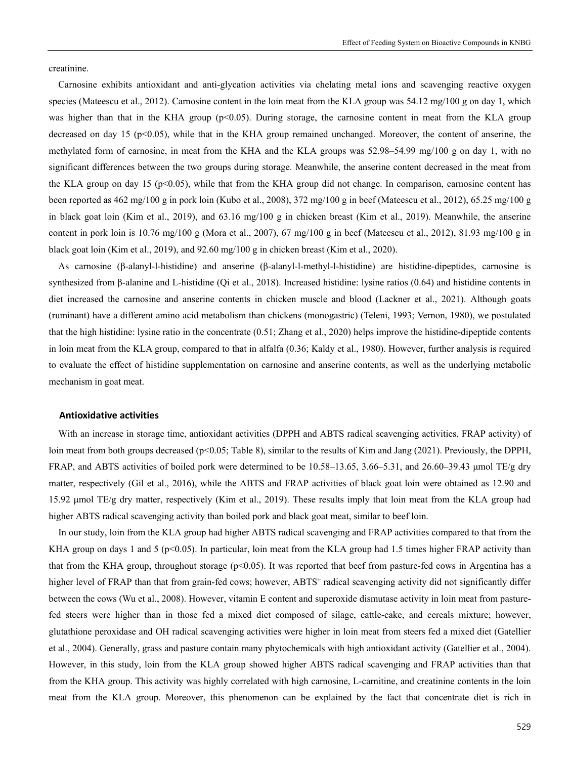creatinine.

Carnosine exhibits antioxidant and anti-glycation activities via chelating metal ions and scavenging reactive oxygen species (Mateescu et al., 2012). Carnosine content in the loin meat from the KLA group was 54.12 mg/100 g on day 1, which was higher than that in the KHA group ($p<0.05$). During storage, the carnosine content in meat from the KLA group decreased on day 15 ($p<0.05$), while that in the KHA group remained unchanged. Moreover, the content of anserine, the methylated form of carnosine, in meat from the KHA and the KLA groups was 52.98–54.99 mg/100 g on day 1, with no significant differences between the two groups during storage. Meanwhile, the anserine content decreased in the meat from the KLA group on day 15 ($p<0.05$), while that from the KHA group did not change. In comparison, carnosine content has been reported as 462 mg/100 g in pork loin (Kubo et al., 2008), 372 mg/100 g in beef (Mateescu et al., 2012), 65.25 mg/100 g in black goat loin (Kim et al., 2019), and 63.16 mg/100 g in chicken breast (Kim et al., 2019). Meanwhile, the anserine content in pork loin is 10.76 mg/100 g (Mora et al., 2007), 67 mg/100 g in beef (Mateescu et al., 2012), 81.93 mg/100 g in black goat loin (Kim et al., 2019), and 92.60 mg/100 g in chicken breast (Kim et al., 2020).

As carnosine (β-alanyl-l-histidine) and anserine (β-alanyl-l-methyl-l-histidine) are histidine-dipeptides, carnosine is synthesized from β-alanine and L-histidine (Qi et al., 2018). Increased histidine: lysine ratios (0.64) and histidine contents in diet increased the carnosine and anserine contents in chicken muscle and blood (Lackner et al., 2021). Although goats (ruminant) have a different amino acid metabolism than chickens (monogastric) (Teleni, 1993; Vernon, 1980), we postulated that the high histidine: lysine ratio in the concentrate (0.51; Zhang et al., 2020) helps improve the histidine-dipeptide contents in loin meat from the KLA group, compared to that in alfalfa (0.36; Kaldy et al., 1980). However, further analysis is required to evaluate the effect of histidine supplementation on carnosine and anserine contents, as well as the underlying metabolic mechanism in goat meat.

### Antioxidative activities

With an increase in storage time, antioxidant activities (DPPH and ABTS radical scavenging activities, FRAP activity) of loin meat from both groups decreased ($p<0.05$; Table 8), similar to the results of Kim and Jang (2021). Previously, the DPPH, FRAP, and ABTS activities of boiled pork were determined to be 10.58–13.65, 3.66–5.31, and 26.60–39.43 μmol TE/g dry matter, respectively (Gil et al., 2016), while the ABTS and FRAP activities of black goat loin were obtained as 12.90 and 15.92 μmol TE/g dry matter, respectively (Kim et al., 2019). These results imply that loin meat from the KLA group had higher ABTS radical scavenging activity than boiled pork and black goat meat, similar to beef loin.

In our study, loin from the KLA group had higher ABTS radical scavenging and FRAP activities compared to that from the KHA group on days 1 and 5 ($p<0.05$). In particular, loin meat from the KLA group had 1.5 times higher FRAP activity than that from the KHA group, throughout storage ($p<0.05$). It was reported that beef from pasture-fed cows in Argentina has a higher level of FRAP than that from grain-fed cows; however, $ABTS^{+}$ radical scavenging activity did not significantly differ between the cows (Wu et al., 2008). However, vitamin E content and superoxide dismutase activity in loin meat from pasture-fed steers were higher than in those fed a mixed diet composed of silage, cattle-cake, and cereals mixture; however, glutathione peroxidase and OH radical scavenging activities were higher in loin meat from steers fed a mixed diet (Gatellier et al., 2004). Generally, grass and pasture contain many phytochemicals with high antioxidant activity (Gatellier et al., 2004). However, in this study, loin from the KLA group showed higher ABTS radical scavenging and FRAP activities than that from the KHA group. This activity was highly correlated with high carnosine, L-carnitine, and creatinine contents in the loin meat from the KLA group. Moreover, this phenomenon can be explained by the fact that concentrate diet is rich in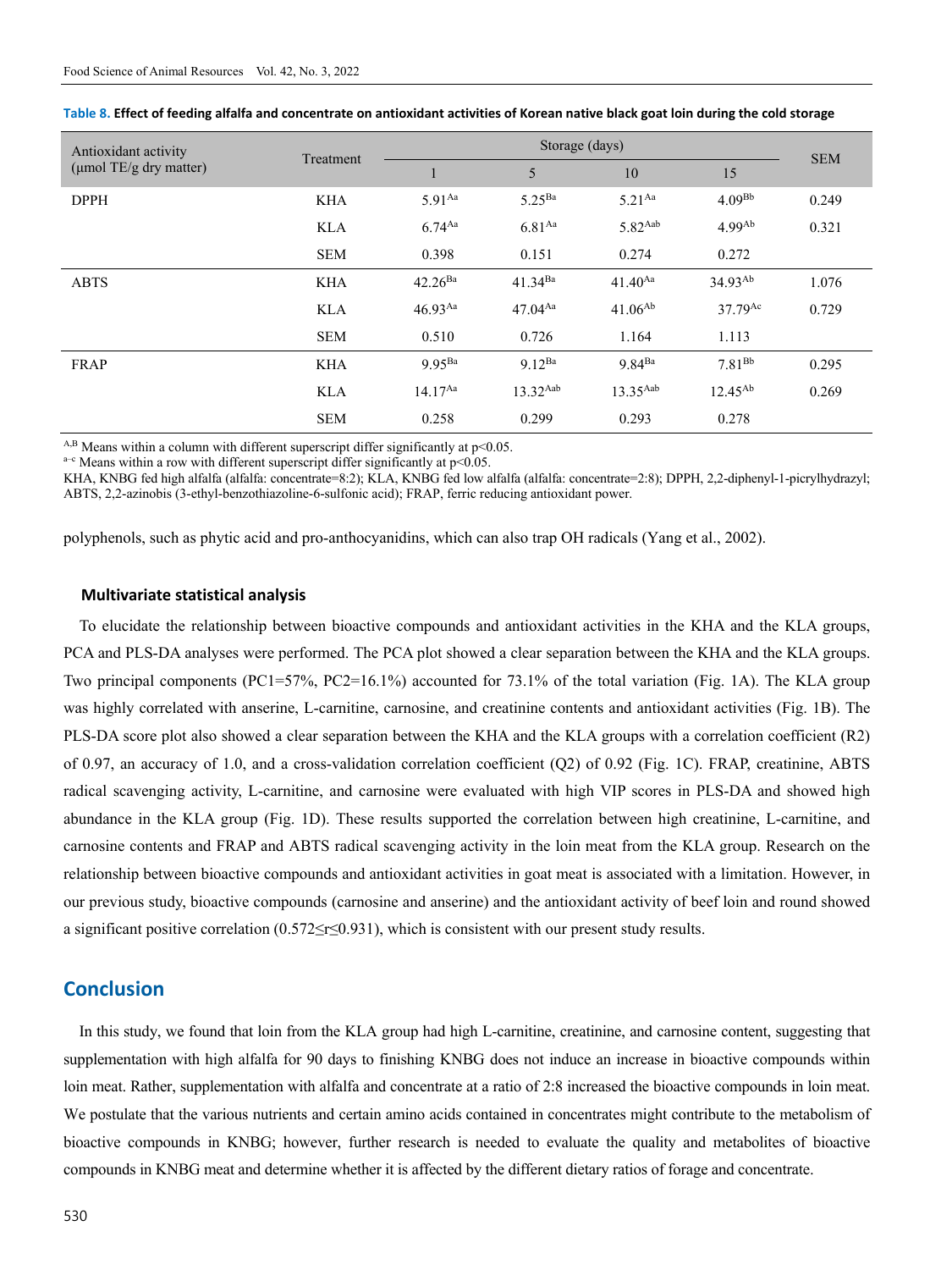**Table 8. Effect of feeding alfalfa and concentrate on antioxidant activities of Korean native black goat loin during the cold storage**

| Antioxidant activity (μmol TE/g dry matter) | Treatment | Storage (days) | | | | SEM |
|---|---|---|---|---|---|---|
| | | 1 | 5 | 10 | 15 | |
| DPPH | KHA | 5.91$^{Aa}$ | 5.25$^{Ba}$ | 5.21$^{Aa}$ | 4.09$^{Bb}$ | 0.249 |
| | KLA | 6.74$^{Aa}$ | 6.81$^{Aa}$ | 5.82$^{Aab}$ | 4.99$^{Ab}$ | 0.321 |
| | SEM | 0.398 | 0.151 | 0.274 | 0.272 | |
| ABTS | KHA | 42.26$^{Ba}$ | 41.34$^{Ba}$ | 41.40$^{Aa}$ | 34.93$^{Ab}$ | 1.076 |
| | KLA | 46.93$^{Aa}$ | 47.04$^{Aa}$ | 41.06$^{Ab}$ | 37.79$^{Ac}$ | 0.729 |
| | SEM | 0.510 | 0.726 | 1.164 | 1.113 | |
| FRAP | KHA | 9.95$^{Ba}$ | 9.12$^{Ba}$ | 9.84$^{Ba}$ | 7.81$^{Bb}$ | 0.295 |
| | KLA | 14.17$^{Aa}$ | 13.32$^{Aab}$ | 13.35$^{Aab}$ | 12.45$^{Ab}$ | 0.269 |
| | SEM | 0.258 | 0.299 | 0.293 | 0.278 | |

A,B Means within a column with different superscript differ significantly at $p<0.05$.
a–c Means within a row with different superscript differ significantly at $p<0.05$.
KHA, KNBG fed high alfalfa (alfalfa: concentrate=8:2); KLA, KNBG fed low alfalfa (alfalfa: concentrate=2:8); DPPH, 2,2-diphenyl-1-picrylhydrazyl; ABTS, 2,2-azinobis (3-ethyl-benzothiazoline-6-sulfonic acid); FRAP, ferric reducing antioxidant power.

polyphenols, such as phytic acid and pro-anthocyanidins, which can also trap OH radicals (Yang et al., 2002).

### Multivariate statistical analysis

To elucidate the relationship between bioactive compounds and antioxidant activities in the KHA and the KLA groups, PCA and PLS-DA analyses were performed. The PCA plot showed a clear separation between the KHA and the KLA groups. Two principal components (PC1=57%, PC2=16.1%) accounted for 73.1% of the total variation (Fig. 1A). The KLA group was highly correlated with anserine, L-carnitine, carnosine, and creatinine contents and antioxidant activities (Fig. 1B). The PLS-DA score plot also showed a clear separation between the KHA and the KLA groups with a correlation coefficient ($R2$) of 0.97, an accuracy of 1.0, and a cross-validation correlation coefficient ($Q2$) of 0.92 (Fig. 1C). FRAP, creatinine, ABTS radical scavenging activity, L-carnitine, and carnosine were evaluated with high VIP scores in PLS-DA and showed high abundance in the KLA group (Fig. 1D). These results supported the correlation between high creatinine, L-carnitine, and carnosine contents and FRAP and ABTS radical scavenging activity in the loin meat from the KLA group. Research on the relationship between bioactive compounds and antioxidant activities in goat meat is associated with a limitation. However, in our previous study, bioactive compounds (carnosine and anserine) and the antioxidant activity of beef loin and round showed a significant positive correlation ($0.572 \leq r \leq 0.931$), which is consistent with our present study results.

## Conclusion

In this study, we found that loin from the KLA group had high L-carnitine, creatinine, and carnosine content, suggesting that supplementation with high alfalfa for 90 days to finishing KNBG does not induce an increase in bioactive compounds within loin meat. Rather, supplementation with alfalfa and concentrate at a ratio of 2:8 increased the bioactive compounds in loin meat. We postulate that the various nutrients and certain amino acids contained in concentrates might contribute to the metabolism of bioactive compounds in KNBG; however, further research is needed to evaluate the quality and metabolites of bioactive compounds in KNBG meat and determine whether it is affected by the different dietary ratios of forage and concentrate.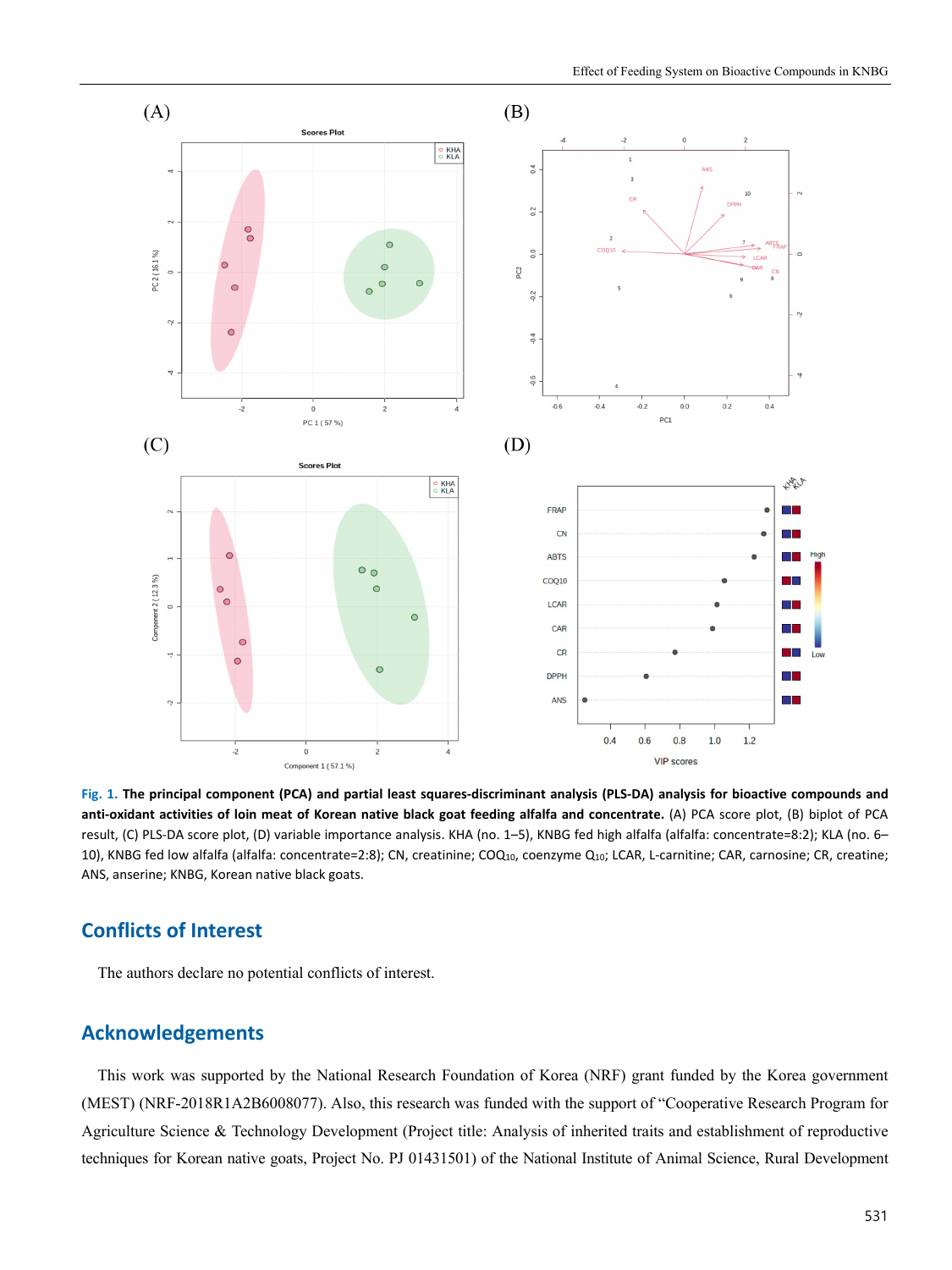Fig. 1. **The principal component (PCA) and partial least squares-discriminant analysis (PLS-DA) analysis for bioactive compounds and anti-oxidant activities of loin meat of Korean native black goat feeding alfalfa and concentrate.** (A) PCA score plot, (B) biplot of PCA result, (C) PLS-DA score plot, (D) variable importance analysis. KHA (no. 1–5), KNBG fed high alfalfa (alfalfa: concentrate=8:2); KLA (no. 6–10), KNBG fed low alfalfa (alfalfa: concentrate=2:8); CN, creatinine; COQ10, coenzyme $Q_{10}$; LCAR, L-carnitine; CAR, carnosine; CR, creatine; ANS, anserine; KNBG, Korean native black goats.

## Conflicts of Interest

The authors declare no potential conflicts of interest.

## Acknowledgements

This work was supported by the National Research Foundation of Korea (NRF) grant funded by the Korea government (MEST) (NRF-2018R1A2B6008077). Also, this research was funded with the support of "Cooperative Research Program for Agriculture Science & Technology Development (Project title: Analysis of inherited traits and establishment of reproductive techniques for Korean native goats, Project No. PJ 01431501) of the National Institute of Animal Science, Rural Development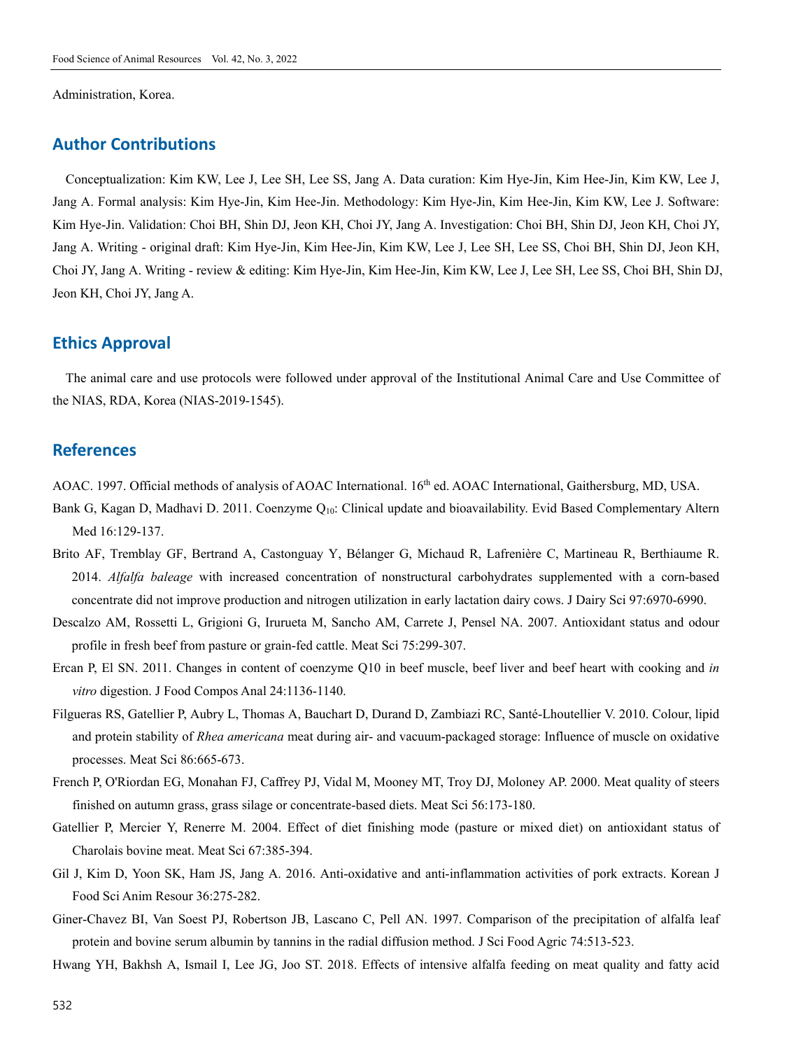Administration, Korea.

## Author Contributions

Conceptualization: Kim KW, Lee J, Lee SH, Lee SS, Jang A. Data curation: Kim Hye-Jin, Kim Hee-Jin, Kim KW, Lee J, Jang A. Formal analysis: Kim Hye-Jin, Kim Hee-Jin. Methodology: Kim Hye-Jin, Kim Hee-Jin, Kim KW, Lee J. Software: Kim Hye-Jin. Validation: Choi BH, Shin DJ, Jeon KH, Choi JY, Jang A. Investigation: Choi BH, Shin DJ, Jeon KH, Choi JY, Jang A. Writing - original draft: Kim Hye-Jin, Kim Hee-Jin, Kim KW, Lee J, Lee SH, Lee SS, Choi BH, Shin DJ, Jeon KH, Choi JY, Jang A. Writing - review & editing: Kim Hye-Jin, Kim Hee-Jin, Kim KW, Lee J, Lee SH, Lee SS, Choi BH, Shin DJ, Jeon KH, Choi JY, Jang A.

## Ethics Approval

The animal care and use protocols were followed under approval of the Institutional Animal Care and Use Committee of the NIAS, RDA, Korea (NIAS-2019-1545).

## References

AOAC. 1997. Official methods of analysis of AOAC International. 16th ed. AOAC International, Gaithersburg, MD, USA.

Bank G, Kagan D, Madhavi D. 2011. Coenzyme $Q_{10}$: Clinical update and bioavailability. Evid Based Complementary Altern Med 16:129-137.

Brito AF, Tremblay GF, Bertrand A, Castonguay Y, Bélanger G, Michaud R, Lafrenière C, Martineau R, Berthiaume R. 2014. *Alfalfa baleage* with increased concentration of nonstructural carbohydrates supplemented with a corn-based concentrate did not improve production and nitrogen utilization in early lactation dairy cows. J Dairy Sci 97:6970-6990.

Descalzo AM, Rossetti L, Grigioni G, Irurueta M, Sancho AM, Carrete J, Pensel NA. 2007. Antioxidant status and odour profile in fresh beef from pasture or grain-fed cattle. Meat Sci 75:299-307.

Ercan P, El SN. 2011. Changes in content of coenzyme Q10 in beef muscle, beef liver and beef heart with cooking and *in vitro* digestion. J Food Compos Anal 24:1136-1140.

Filgueras RS, Gatellier P, Aubry L, Thomas A, Bauchart D, Durand D, Zambiazi RC, Santé-Lhoutellier V. 2010. Colour, lipid and protein stability of *Rhea americana* meat during air- and vacuum-packaged storage: Influence of muscle on oxidative processes. Meat Sci 86:665-673.

French P, O'Riordan EG, Monahan FJ, Caffrey PJ, Vidal M, Mooney MT, Troy DJ, Moloney AP. 2000. Meat quality of steers finished on autumn grass, grass silage or concentrate-based diets. Meat Sci 56:173-180.

Gatellier P, Mercier Y, Renerre M. 2004. Effect of diet finishing mode (pasture or mixed diet) on antioxidant status of Charolais bovine meat. Meat Sci 67:385-394.

Gil J, Kim D, Yoon SK, Ham JS, Jang A. 2016. Anti-oxidative and anti-inflammation activities of pork extracts. Korean J Food Sci Anim Resour 36:275-282.

Giner-Chavez BI, Van Soest PJ, Robertson JB, Lascano C, Pell AN. 1997. Comparison of the precipitation of alfalfa leaf protein and bovine serum albumin by tannins in the radial diffusion method. J Sci Food Agric 74:513-523.

Hwang YH, Bakhsh A, Ismail I, Lee JG, Joo ST. 2018. Effects of intensive alfalfa feeding on meat quality and fatty acid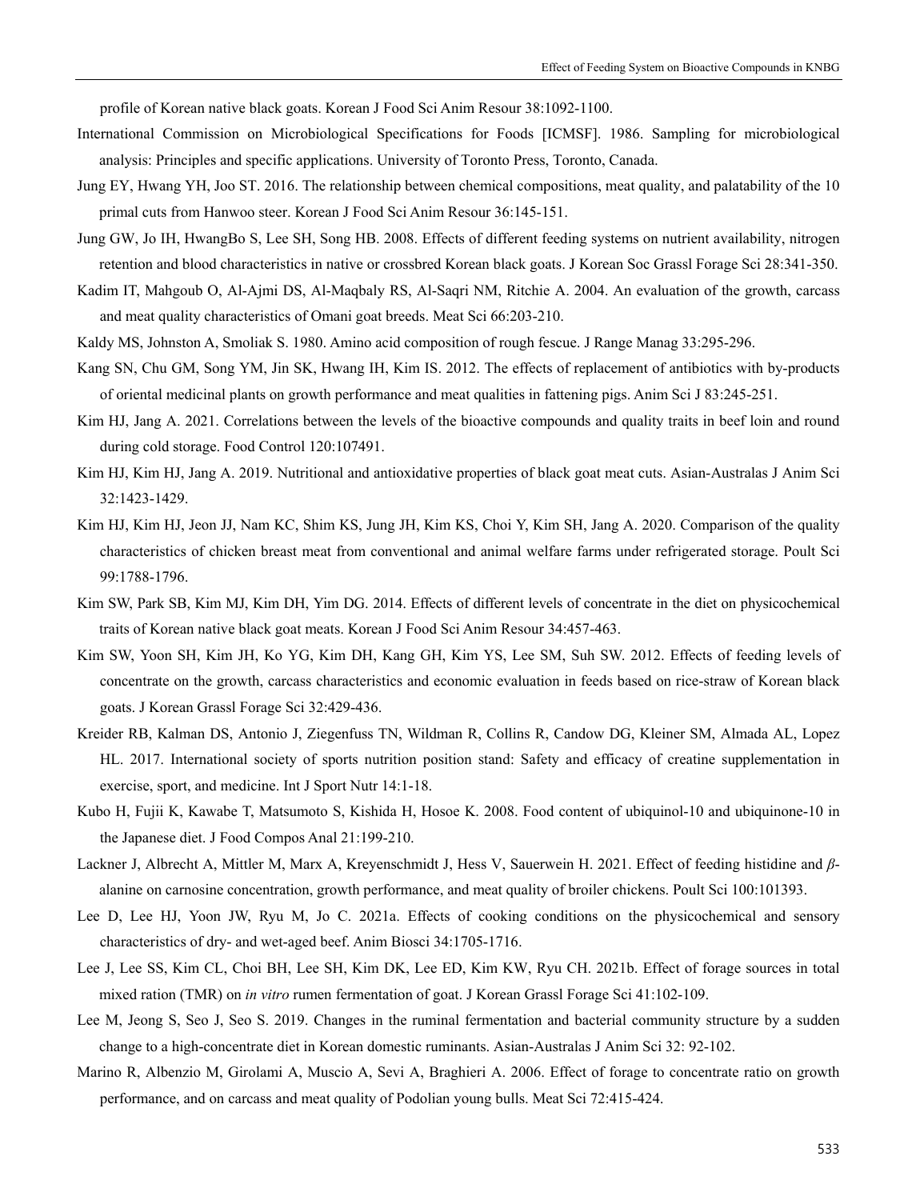profile of Korean native black goats. Korean J Food Sci Anim Resour 38:1092-1100.

International Commission on Microbiological Specifications for Foods [ICMSF]. 1986. Sampling for microbiological analysis: Principles and specific applications. University of Toronto Press, Toronto, Canada.

Jung EY, Hwang YH, Joo ST. 2016. The relationship between chemical compositions, meat quality, and palatability of the 10 primal cuts from Hanwoo steer. Korean J Food Sci Anim Resour 36:145-151.

Jung GW, Jo IH, HwangBo S, Lee SH, Song HB. 2008. Effects of different feeding systems on nutrient availability, nitrogen retention and blood characteristics in native or crossbred Korean black goats. J Korean Soc Grassl Forage Sci 28:341-350.

Kadim IT, Mahgoub O, Al-Ajmi DS, Al-Maqbaly RS, Al-Saqri NM, Ritchie A. 2004. An evaluation of the growth, carcass and meat quality characteristics of Omani goat breeds. Meat Sci 66:203-210.

Kaldy MS, Johnston A, Smoliak S. 1980. Amino acid composition of rough fescue. J Range Manag 33:295-296.

Kang SN, Chu GM, Song YM, Jin SK, Hwang IH, Kim IS. 2012. The effects of replacement of antibiotics with by-products of oriental medicinal plants on growth performance and meat qualities in fattening pigs. Anim Sci J 83:245-251.

Kim HJ, Jang A. 2021. Correlations between the levels of the bioactive compounds and quality traits in beef loin and round during cold storage. Food Control 120:107491.

Kim HJ, Kim HJ, Jang A. 2019. Nutritional and antioxidative properties of black goat meat cuts. Asian-Australas J Anim Sci 32:1423-1429.

Kim HJ, Kim HJ, Jeon JJ, Nam KC, Shim KS, Jung JH, Kim KS, Choi Y, Kim SH, Jang A. 2020. Comparison of the quality characteristics of chicken breast meat from conventional and animal welfare farms under refrigerated storage. Poult Sci 99:1788-1796.

Kim SW, Park SB, Kim MJ, Kim DH, Yim DG. 2014. Effects of different levels of concentrate in the diet on physicochemical traits of Korean native black goat meats. Korean J Food Sci Anim Resour 34:457-463.

Kim SW, Yoon SH, Kim JH, Ko YG, Kim DH, Kang GH, Kim YS, Lee SM, Suh SW. 2012. Effects of feeding levels of concentrate on the growth, carcass characteristics and economic evaluation in feeds based on rice-straw of Korean black goats. J Korean Grassl Forage Sci 32:429-436.

Kreider RB, Kalman DS, Antonio J, Ziegenfuss TN, Wildman R, Collins R, Candow DG, Kleiner SM, Almada AL, Lopez HL. 2017. International society of sports nutrition position stand: Safety and efficacy of creatine supplementation in exercise, sport, and medicine. Int J Sport Nutr 14:1-18.

Kubo H, Fujii K, Kawabe T, Matsumoto S, Kishida H, Hosoe K. 2008. Food content of ubiquinol-10 and ubiquinone-10 in the Japanese diet. J Food Compos Anal 21:199-210.

Lackner J, Albrecht A, Mittler M, Marx A, Kreyenschmidt J, Hess V, Sauerwein H. 2021. Effect of feeding histidine and *β*-alanine on carnosine concentration, growth performance, and meat quality of broiler chickens. Poult Sci 100:101393.

Lee D, Lee HJ, Yoon JW, Ryu M, Jo C. 2021a. Effects of cooking conditions on the physicochemical and sensory characteristics of dry- and wet-aged beef. Anim Biosci 34:1705-1716.

Lee J, Lee SS, Kim CL, Choi BH, Lee SH, Kim DK, Lee ED, Kim KW, Ryu CH. 2021b. Effect of forage sources in total mixed ration (TMR) on *in vitro* rumen fermentation of goat. J Korean Grassl Forage Sci 41:102-109.

Lee M, Jeong S, Seo J, Seo S. 2019. Changes in the ruminal fermentation and bacterial community structure by a sudden change to a high-concentrate diet in Korean domestic ruminants. Asian-Australas J Anim Sci 32: 92-102.

Marino R, Albenzio M, Girolami A, Muscio A, Sevi A, Braghieri A. 2006. Effect of forage to concentrate ratio on growth performance, and on carcass and meat quality of Podolian young bulls. Meat Sci 72:415-424.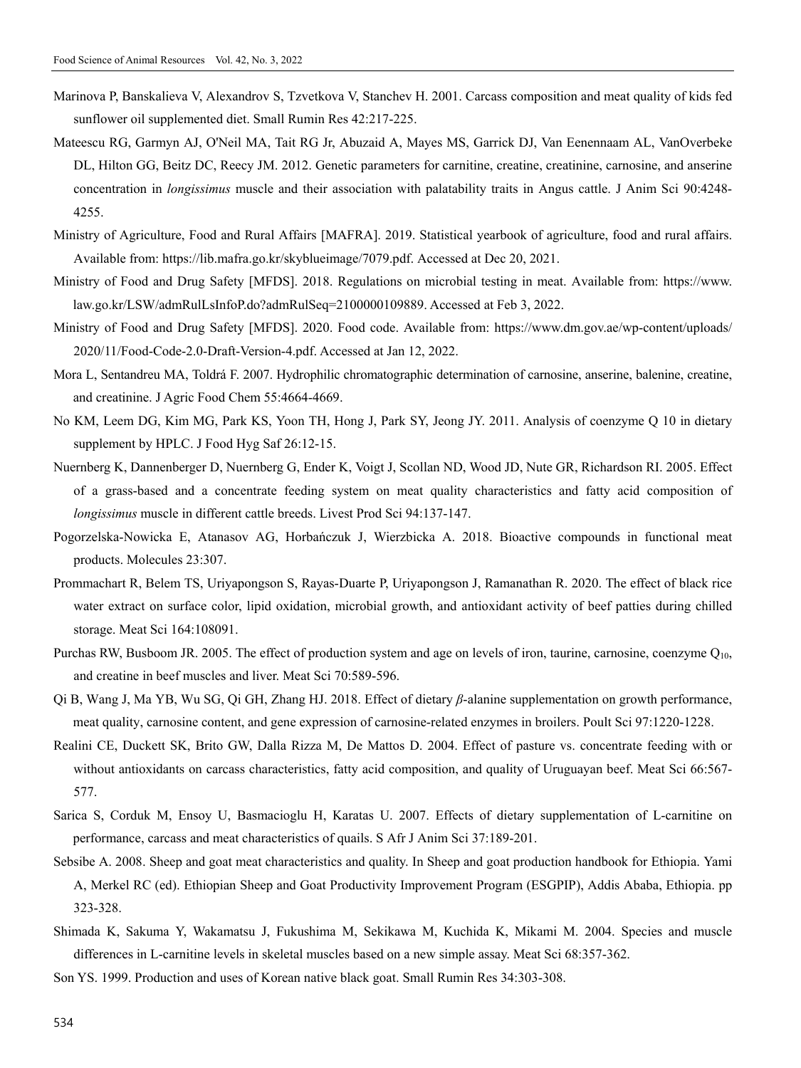Marinova P, Banskalieva V, Alexandrov S, Tzvetkova V, Stanchev H. 2001. Carcass composition and meat quality of kids fed sunflower oil supplemented diet. Small Rumin Res 42:217-225.

Mateescu RG, Garmyn AJ, O'Neil MA, Tait RG Jr, Abuzaid A, Mayes MS, Garrick DJ, Van Eenennaam AL, VanOverbeke DL, Hilton GG, Beitz DC, Reecy JM. 2012. Genetic parameters for carnitine, creatine, creatinine, carnosine, and anserine concentration in *longissimus* muscle and their association with palatability traits in Angus cattle. J Anim Sci 90:4248-4255.

Ministry of Agriculture, Food and Rural Affairs [MAFRA]. 2019. Statistical yearbook of agriculture, food and rural affairs. Available from: https://lib.mafra.go.kr/skyblueimage/7079.pdf. Accessed at Dec 20, 2021.

Ministry of Food and Drug Safety [MFDS]. 2018. Regulations on microbial testing in meat. Available from: https://www.law.go.kr/LSW/admRulLsInfoP.do?admRulSeq=2100000109889. Accessed at Feb 3, 2022.

Ministry of Food and Drug Safety [MFDS]. 2020. Food code. Available from: https://www.dm.gov.ae/wp-content/uploads/2020/11/Food-Code-2.0-Draft-Version-4.pdf. Accessed at Jan 12, 2022.

Mora L, Sentandreu MA, Toldrá F. 2007. Hydrophilic chromatographic determination of carnosine, anserine, balenine, creatine, and creatinine. J Agric Food Chem 55:4664-4669.

No KM, Leem DG, Kim MG, Park KS, Yoon TH, Hong J, Park SY, Jeong JY. 2011. Analysis of coenzyme Q 10 in dietary supplement by HPLC. J Food Hyg Saf 26:12-15.

Nuernberg K, Dannenberger D, Nuernberg G, Ender K, Voigt J, Scollan ND, Wood JD, Nute GR, Richardson RI. 2005. Effect of a grass-based and a concentrate feeding system on meat quality characteristics and fatty acid composition of *longissimus* muscle in different cattle breeds. Livest Prod Sci 94:137-147.

Pogorzelska-Nowicka E, Atanasov AG, Horbańczuk J, Wierzbicka A. 2018. Bioactive compounds in functional meat products. Molecules 23:307.

Prommachart R, Belem TS, Uriyapongson S, Rayas-Duarte P, Uriyapongson J, Ramanathan R. 2020. The effect of black rice water extract on surface color, lipid oxidation, microbial growth, and antioxidant activity of beef patties during chilled storage. Meat Sci 164:108091.

Purchas RW, Busboom JR. 2005. The effect of production system and age on levels of iron, taurine, carnosine, coenzyme $Q_{10}$, and creatine in beef muscles and liver. Meat Sci 70:589-596.

Qi B, Wang J, Ma YB, Wu SG, Qi GH, Zhang HJ. 2018. Effect of dietary *β*-alanine supplementation on growth performance, meat quality, carnosine content, and gene expression of carnosine-related enzymes in broilers. Poult Sci 97:1220-1228.

Realini CE, Duckett SK, Brito GW, Dalla Rizza M, De Mattos D. 2004. Effect of pasture vs. concentrate feeding with or without antioxidants on carcass characteristics, fatty acid composition, and quality of Uruguayan beef. Meat Sci 66:567-577.

Sarica S, Corduk M, Ensoy U, Basmacioglu H, Karatas U. 2007. Effects of dietary supplementation of L-carnitine on performance, carcass and meat characteristics of quails. S Afr J Anim Sci 37:189-201.

Sebsibe A. 2008. Sheep and goat meat characteristics and quality. In Sheep and goat production handbook for Ethiopia. Yami A, Merkel RC (ed). Ethiopian Sheep and Goat Productivity Improvement Program (ESGPIP), Addis Ababa, Ethiopia. pp 323-328.

Shimada K, Sakuma Y, Wakamatsu J, Fukushima M, Sekikawa M, Kuchida K, Mikami M. 2004. Species and muscle differences in L-carnitine levels in skeletal muscles based on a new simple assay. Meat Sci 68:357-362.

Son YS. 1999. Production and uses of Korean native black goat. Small Rumin Res 34:303-308.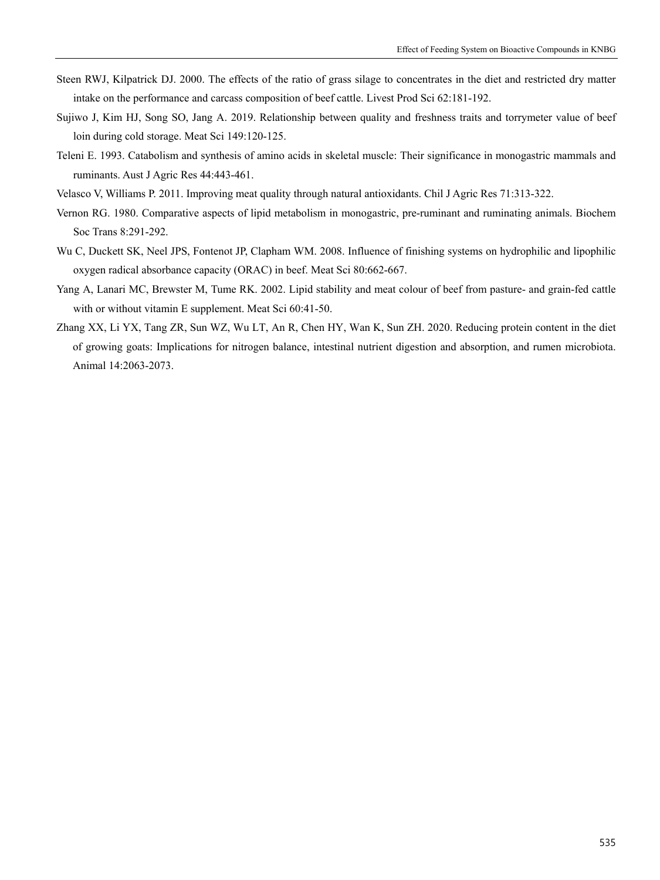Steen RWJ, Kilpatrick DJ. 2000. The effects of the ratio of grass silage to concentrates in the diet and restricted dry matter intake on the performance and carcass composition of beef cattle. Livest Prod Sci 62:181-192.

Sujiwo J, Kim HJ, Song SO, Jang A. 2019. Relationship between quality and freshness traits and torrymeter value of beef loin during cold storage. Meat Sci 149:120-125.

Teleni E. 1993. Catabolism and synthesis of amino acids in skeletal muscle: Their significance in monogastric mammals and ruminants. Aust J Agric Res 44:443-461.

Velasco V, Williams P. 2011. Improving meat quality through natural antioxidants. Chil J Agric Res 71:313-322.

Vernon RG. 1980. Comparative aspects of lipid metabolism in monogastric, pre-ruminant and ruminating animals. Biochem Soc Trans 8:291-292.

Wu C, Duckett SK, Neel JPS, Fontenot JP, Clapham WM. 2008. Influence of finishing systems on hydrophilic and lipophilic oxygen radical absorbance capacity (ORAC) in beef. Meat Sci 80:662-667.

Yang A, Lanari MC, Brewster M, Tume RK. 2002. Lipid stability and meat colour of beef from pasture- and grain-fed cattle with or without vitamin E supplement. Meat Sci 60:41-50.

Zhang XX, Li YX, Tang ZR, Sun WZ, Wu LT, An R, Chen HY, Wan K, Sun ZH. 2020. Reducing protein content in the diet of growing goats: Implications for nitrogen balance, intestinal nutrient digestion and absorption, and rumen microbiota. Animal 14:2063-2073.